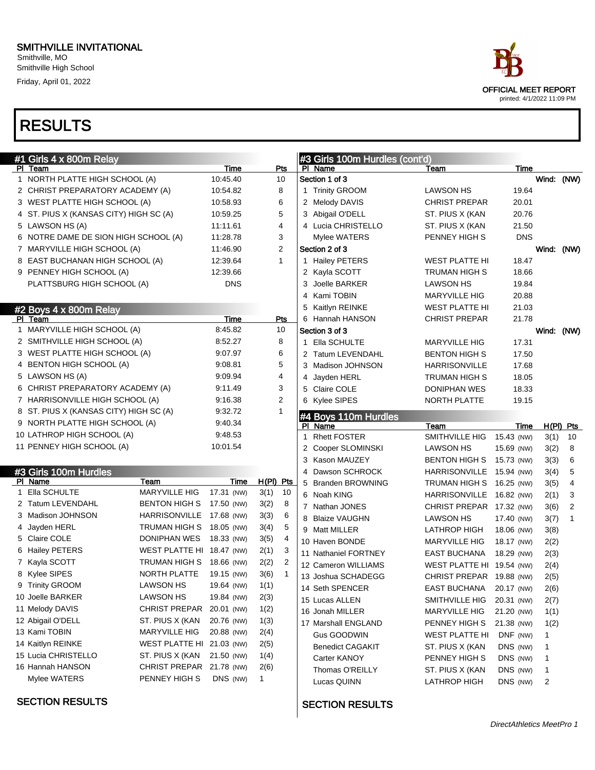# SMITHVILLE INVITATIONAL

Smithville, MO
Smithville High School
Friday, April 01, 2022

OFFICIAL MEET REPORT
printed: 4/1/2022 11:09 PM

# RESULTS

## #1 Girls 4 x 800m Relay

| Pl | Team | Time | Pts |
|---|---|---|---|
| 1 | NORTH PLATTE HIGH SCHOOL (A) | 10:45.40 | 10 |
| 2 | CHRIST PREPARATORY ACADEMY (A) | 10:54.82 | 8 |
| 3 | WEST PLATTE HIGH SCHOOL (A) | 10:58.93 | 6 |
| 4 | ST. PIUS X (KANSAS CITY) HIGH SC (A) | 10:59.25 | 5 |
| 5 | LAWSON HS (A) | 11:11.61 | 4 |
| 6 | NOTRE DAME DE SION HIGH SCHOOL (A) | 11:28.78 | 3 |
| 7 | MARYVILLE HIGH SCHOOL (A) | 11:46.90 | 2 |
| 8 | EAST BUCHANAN HIGH SCHOOL (A) | 12:39.64 | 1 |
| 9 | PENNEY HIGH SCHOOL (A) | 12:39.66 | |
| | PLATTSBURG HIGH SCHOOL (A) | DNS | |

## #2 Boys 4 x 800m Relay

| Pl | Team | Time | Pts |
|---|---|---|---|
| 1 | MARYVILLE HIGH SCHOOL (A) | 8:45.82 | 10 |
| 2 | SMITHVILLE HIGH SCHOOL (A) | 8:52.27 | 8 |
| 3 | WEST PLATTE HIGH SCHOOL (A) | 9:07.97 | 6 |
| 4 | BENTON HIGH SCHOOL (A) | 9:08.81 | 5 |
| 5 | LAWSON HS (A) | 9:09.94 | 4 |
| 6 | CHRIST PREPARATORY ACADEMY (A) | 9:11.49 | 3 |
| 7 | HARRISONVILLE HIGH SCHOOL (A) | 9:16.38 | 2 |
| 8 | ST. PIUS X (KANSAS CITY) HIGH SC (A) | 9:32.72 | 1 |
| 9 | NORTH PLATTE HIGH SCHOOL (A) | 9:40.34 | |
| 10 | LATHROP HIGH SCHOOL (A) | 9:48.53 | |
| 11 | PENNEY HIGH SCHOOL (A) | 10:01.54 | |

## #3 Girls 100m Hurdles

| Pl | Name | Team | Time | | H(Pl) | Pts |
|---|---|---|---|---|---|---|
| 1 | Ella SCHULTE | MARYVILLE HIG | 17.31 | (NW) | 3(1) | 10 |
| 2 | Tatum LEVENDAHL | BENTON HIGH S | 17.50 | (NW) | 3(2) | 8 |
| 3 | Madison JOHNSON | HARRISONVILLE | 17.68 | (NW) | 3(3) | 6 |
| 4 | Jayden HERL | TRUMAN HIGH S | 18.05 | (NW) | 3(4) | 5 |
| 5 | Claire COLE | DONIPHAN WES | 18.33 | (NW) | 3(5) | 4 |
| 6 | Hailey PETERS | WEST PLATTE HI | 18.47 | (NW) | 2(1) | 3 |
| 7 | Kayla SCOTT | TRUMAN HIGH S | 18.66 | (NW) | 2(2) | 2 |
| 8 | Kylee SIPES | NORTH PLATTE | 19.15 | (NW) | 3(6) | 1 |
| 9 | Trinity GROOM | LAWSON HS | 19.64 | (NW) | 1(1) | |
| 10 | Joelle BARKER | LAWSON HS | 19.84 | (NW) | 2(3) | |
| 11 | Melody DAVIS | CHRIST PREPAR | 20.01 | (NW) | 1(2) | |
| 12 | Abigail O'DELL | ST. PIUS X (KAN | 20.76 | (NW) | 1(3) | |
| 13 | Kami TOBIN | MARYVILLE HIG | 20.88 | (NW) | 2(4) | |
| 14 | Kaitlyn REINKE | WEST PLATTE HI | 21.03 | (NW) | 2(5) | |
| 15 | Lucia CHRISTELLO | ST. PIUS X (KAN | 21.50 | (NW) | 1(4) | |
| 16 | Hannah HANSON | CHRIST PREPAR | 21.78 | (NW) | 2(6) | |
| | Mylee WATERS | PENNEY HIGH S | DNS | (NW) | 1 | |

### SECTION RESULTS

## #3 Girls 100m Hurdles (cont'd)

**Section 1 of 3** — Wind: (NW)

| Pl | Name | Team | Time |
|---|---|---|---|
| 1 | Trinity GROOM | LAWSON HS | 19.64 |
| 2 | Melody DAVIS | CHRIST PREPAR | 20.01 |
| 3 | Abigail O'DELL | ST. PIUS X (KAN | 20.76 |
| 4 | Lucia CHRISTELLO | ST. PIUS X (KAN | 21.50 |
| | Mylee WATERS | PENNEY HIGH S | DNS |

**Section 2 of 3** — Wind: (NW)

| Pl | Name | Team | Time |
|---|---|---|---|
| 1 | Hailey PETERS | WEST PLATTE HI | 18.47 |
| 2 | Kayla SCOTT | TRUMAN HIGH S | 18.66 |
| 3 | Joelle BARKER | LAWSON HS | 19.84 |
| 4 | Kami TOBIN | MARYVILLE HIG | 20.88 |
| 5 | Kaitlyn REINKE | WEST PLATTE HI | 21.03 |
| 6 | Hannah HANSON | CHRIST PREPAR | 21.78 |

**Section 3 of 3** — Wind: (NW)

| Pl | Name | Team | Time |
|---|---|---|---|
| 1 | Ella SCHULTE | MARYVILLE HIG | 17.31 |
| 2 | Tatum LEVENDAHL | BENTON HIGH S | 17.50 |
| 3 | Madison JOHNSON | HARRISONVILLE | 17.68 |
| 4 | Jayden HERL | TRUMAN HIGH S | 18.05 |
| 5 | Claire COLE | DONIPHAN WES | 18.33 |
| 6 | Kylee SIPES | NORTH PLATTE | 19.15 |

## #4 Boys 110m Hurdles

| Pl | Name | Team | Time | | H(Pl) | Pts |
|---|---|---|---|---|---|---|
| 1 | Rhett FOSTER | SMITHVILLE HIG | 15.43 | (NW) | 3(1) | 10 |
| 2 | Cooper SLOMINSKI | LAWSON HS | 15.69 | (NW) | 3(2) | 8 |
| 3 | Kason MAUZEY | BENTON HIGH S | 15.73 | (NW) | 3(3) | 6 |
| 4 | Dawson SCHROCK | HARRISONVILLE | 15.94 | (NW) | 3(4) | 5 |
| 5 | Branden BROWNING | TRUMAN HIGH S | 16.25 | (NW) | 3(5) | 4 |
| 6 | Noah KING | HARRISONVILLE | 16.82 | (NW) | 2(1) | 3 |
| 7 | Nathan JONES | CHRIST PREPAR | 17.32 | (NW) | 3(6) | 2 |
| 8 | Blaize VAUGHN | LAWSON HS | 17.40 | (NW) | 3(7) | 1 |
| 9 | Matt MILLER | LATHROP HIGH | 18.06 | (NW) | 3(8) | |
| 10 | Haven BONDE | MARYVILLE HIG | 18.17 | (NW) | 2(2) | |
| 11 | Nathaniel FORTNEY | EAST BUCHANA | 18.29 | (NW) | 2(3) | |
| 12 | Cameron WILLIAMS | WEST PLATTE HI | 19.54 | (NW) | 2(4) | |
| 13 | Joshua SCHADEGG | CHRIST PREPAR | 19.88 | (NW) | 2(5) | |
| 14 | Seth SPENCER | EAST BUCHANA | 20.17 | (NW) | 2(6) | |
| 15 | Lucas ALLEN | SMITHVILLE HIG | 20.31 | (NW) | 2(7) | |
| 16 | Jonah MILLER | MARYVILLE HIG | 21.20 | (NW) | 1(1) | |
| 17 | Marshall ENGLAND | PENNEY HIGH S | 21.38 | (NW) | 1(2) | |
| | Gus GOODWIN | WEST PLATTE HI | DNF | (NW) | 1 | |
| | Benedict CAGAKIT | ST. PIUS X (KAN | DNS | (NW) | 1 | |
| | Carter KANOY | PENNEY HIGH S | DNS | (NW) | 1 | |
| | Thomas O'REILLY | ST. PIUS X (KAN | DNS | (NW) | 1 | |
| | Lucas QUINN | LATHROP HIGH | DNS | (NW) | 2 | |

### SECTION RESULTS

DirectAthletics MeetPro 1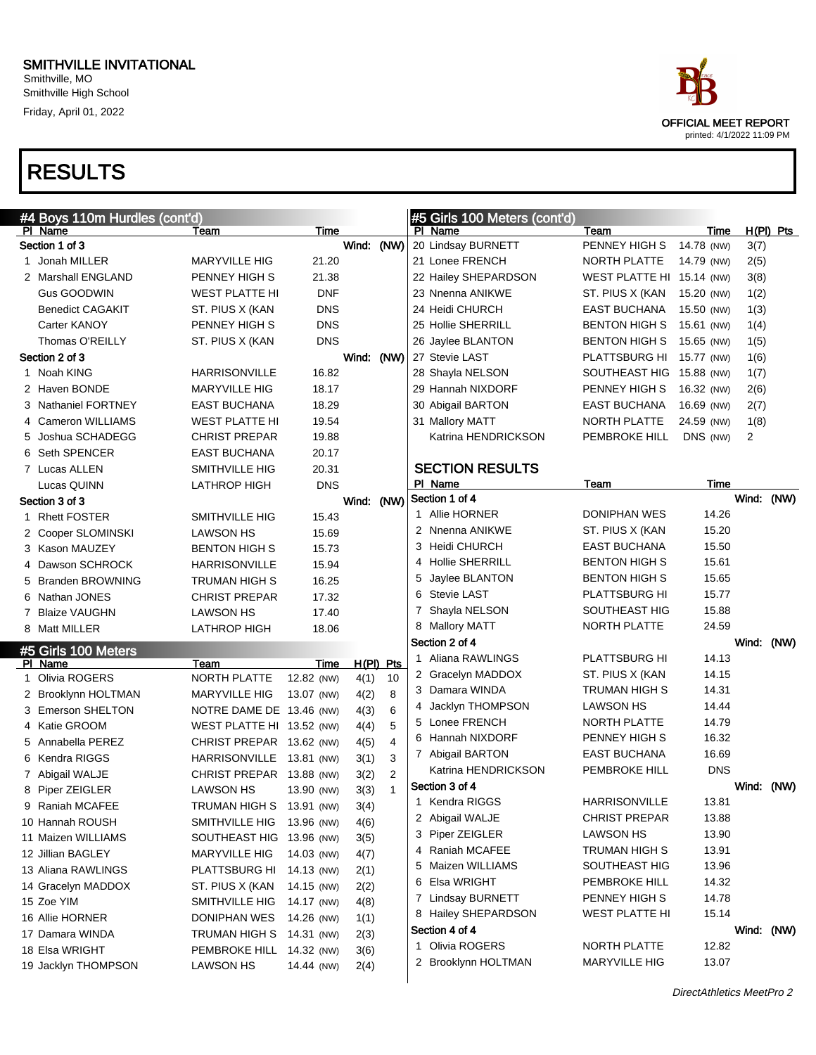SMITHVILLE INVITATIONAL
Smithville, MO
Smithville High School
Friday, April 01, 2022

OFFICIAL MEET REPORT
printed: 4/1/2022 11:09 PM

# RESULTS

## #4 Boys 110m Hurdles (cont'd)

| Pl | Name | Team | Time |
|---|---|---|---|
| **Section 1 of 3** | | | Wind: (NW) |
| 1 | Jonah MILLER | MARYVILLE HIG | 21.20 |
| 2 | Marshall ENGLAND | PENNEY HIGH S | 21.38 |
| | Gus GOODWIN | WEST PLATTE HI | DNF |
| | Benedict CAGAKIT | ST. PIUS X (KAN | DNS |
| | Carter KANOY | PENNEY HIGH S | DNS |
| | Thomas O'REILLY | ST. PIUS X (KAN | DNS |
| **Section 2 of 3** | | | Wind: (NW) |
| 1 | Noah KING | HARRISONVILLE | 16.82 |
| 2 | Haven BONDE | MARYVILLE HIG | 18.17 |
| 3 | Nathaniel FORTNEY | EAST BUCHANA | 18.29 |
| 4 | Cameron WILLIAMS | WEST PLATTE HI | 19.54 |
| 5 | Joshua SCHADEGG | CHRIST PREPAR | 19.88 |
| 6 | Seth SPENCER | EAST BUCHANA | 20.17 |
| 7 | Lucas ALLEN | SMITHVILLE HIG | 20.31 |
| | Lucas QUINN | LATHROP HIGH | DNS |
| **Section 3 of 3** | | | Wind: (NW) |
| 1 | Rhett FOSTER | SMITHVILLE HIG | 15.43 |
| 2 | Cooper SLOMINSKI | LAWSON HS | 15.69 |
| 3 | Kason MAUZEY | BENTON HIGH S | 15.73 |
| 4 | Dawson SCHROCK | HARRISONVILLE | 15.94 |
| 5 | Branden BROWNING | TRUMAN HIGH S | 16.25 |
| 6 | Nathan JONES | CHRIST PREPAR | 17.32 |
| 7 | Blaize VAUGHN | LAWSON HS | 17.40 |
| 8 | Matt MILLER | LATHROP HIGH | 18.06 |

## #5 Girls 100 Meters

| Pl | Name | Team | Time | | H(Pl) | Pts |
|---|---|---|---|---|---|---|
| 1 | Olivia ROGERS | NORTH PLATTE | 12.82 | (NW) | 4(1) | 10 |
| 2 | Brooklynn HOLTMAN | MARYVILLE HIG | 13.07 | (NW) | 4(2) | 8 |
| 3 | Emerson SHELTON | NOTRE DAME DE | 13.46 | (NW) | 4(3) | 6 |
| 4 | Katie GROOM | WEST PLATTE HI | 13.52 | (NW) | 4(4) | 5 |
| 5 | Annabella PEREZ | CHRIST PREPAR | 13.62 | (NW) | 4(5) | 4 |
| 6 | Kendra RIGGS | HARRISONVILLE | 13.81 | (NW) | 3(1) | 3 |
| 7 | Abigail WALJE | CHRIST PREPAR | 13.88 | (NW) | 3(2) | 2 |
| 8 | Piper ZEIGLER | LAWSON HS | 13.90 | (NW) | 3(3) | 1 |
| 9 | Raniah MCAFEE | TRUMAN HIGH S | 13.91 | (NW) | 3(4) | |
| 10 | Hannah ROUSH | SMITHVILLE HIG | 13.96 | (NW) | 4(6) | |
| 11 | Maizen WILLIAMS | SOUTHEAST HIG | 13.96 | (NW) | 3(5) | |
| 12 | Jillian BAGLEY | MARYVILLE HIG | 14.03 | (NW) | 4(7) | |
| 13 | Aliana RAWLINGS | PLATTSBURG HI | 14.13 | (NW) | 2(1) | |
| 14 | Gracelyn MADDOX | ST. PIUS X (KAN | 14.15 | (NW) | 2(2) | |
| 15 | Zoe YIM | SMITHVILLE HIG | 14.17 | (NW) | 4(8) | |
| 16 | Allie HORNER | DONIPHAN WES | 14.26 | (NW) | 1(1) | |
| 17 | Damara WINDA | TRUMAN HIGH S | 14.31 | (NW) | 2(3) | |
| 18 | Elsa WRIGHT | PEMBROKE HILL | 14.32 | (NW) | 3(6) | |
| 19 | Jacklyn THOMPSON | LAWSON HS | 14.44 | (NW) | 2(4) | |
| 20 | Lindsay BURNETT | PENNEY HIGH S | 14.78 | (NW) | 3(7) | |
| 21 | Lonee FRENCH | NORTH PLATTE | 14.79 | (NW) | 2(5) | |
| 22 | Hailey SHEPARDSON | WEST PLATTE HI | 15.14 | (NW) | 3(8) | |
| 23 | Nnenna ANIKWE | ST. PIUS X (KAN | 15.20 | (NW) | 1(2) | |
| 24 | Heidi CHURCH | EAST BUCHANA | 15.50 | (NW) | 1(3) | |
| 25 | Hollie SHERRILL | BENTON HIGH S | 15.61 | (NW) | 1(4) | |
| 26 | Jaylee BLANTON | BENTON HIGH S | 15.65 | (NW) | 1(5) | |
| 27 | Stevie LAST | PLATTSBURG HI | 15.77 | (NW) | 1(6) | |
| 28 | Shayla NELSON | SOUTHEAST HIG | 15.88 | (NW) | 1(7) | |
| 29 | Hannah NIXDORF | PENNEY HIGH S | 16.32 | (NW) | 2(6) | |
| 30 | Abigail BARTON | EAST BUCHANA | 16.69 | (NW) | 2(7) | |
| 31 | Mallory MATT | NORTH PLATTE | 24.59 | (NW) | 1(8) | |
| | Katrina HENDRICKSON | PEMBROKE HILL | DNS | (NW) | 2 | |

### SECTION RESULTS

| Pl | Name | Team | Time |
|---|---|---|---|
| **Section 1 of 4** | | | Wind: (NW) |
| 1 | Allie HORNER | DONIPHAN WES | 14.26 |
| 2 | Nnenna ANIKWE | ST. PIUS X (KAN | 15.20 |
| 3 | Heidi CHURCH | EAST BUCHANA | 15.50 |
| 4 | Hollie SHERRILL | BENTON HIGH S | 15.61 |
| 5 | Jaylee BLANTON | BENTON HIGH S | 15.65 |
| 6 | Stevie LAST | PLATTSBURG HI | 15.77 |
| 7 | Shayla NELSON | SOUTHEAST HIG | 15.88 |
| 8 | Mallory MATT | NORTH PLATTE | 24.59 |
| **Section 2 of 4** | | | Wind: (NW) |
| 1 | Aliana RAWLINGS | PLATTSBURG HI | 14.13 |
| 2 | Gracelyn MADDOX | ST. PIUS X (KAN | 14.15 |
| 3 | Damara WINDA | TRUMAN HIGH S | 14.31 |
| 4 | Jacklyn THOMPSON | LAWSON HS | 14.44 |
| 5 | Lonee FRENCH | NORTH PLATTE | 14.79 |
| 6 | Hannah NIXDORF | PENNEY HIGH S | 16.32 |
| 7 | Abigail BARTON | EAST BUCHANA | 16.69 |
| | Katrina HENDRICKSON | PEMBROKE HILL | DNS |
| **Section 3 of 4** | | | Wind: (NW) |
| 1 | Kendra RIGGS | HARRISONVILLE | 13.81 |
| 2 | Abigail WALJE | CHRIST PREPAR | 13.88 |
| 3 | Piper ZEIGLER | LAWSON HS | 13.90 |
| 4 | Raniah MCAFEE | TRUMAN HIGH S | 13.91 |
| 5 | Maizen WILLIAMS | SOUTHEAST HIG | 13.96 |
| 6 | Elsa WRIGHT | PEMBROKE HILL | 14.32 |
| 7 | Lindsay BURNETT | PENNEY HIGH S | 14.78 |
| 8 | Hailey SHEPARDSON | WEST PLATTE HI | 15.14 |
| **Section 4 of 4** | | | Wind: (NW) |
| 1 | Olivia ROGERS | NORTH PLATTE | 12.82 |
| 2 | Brooklynn HOLTMAN | MARYVILLE HIG | 13.07 |

DirectAthletics MeetPro 2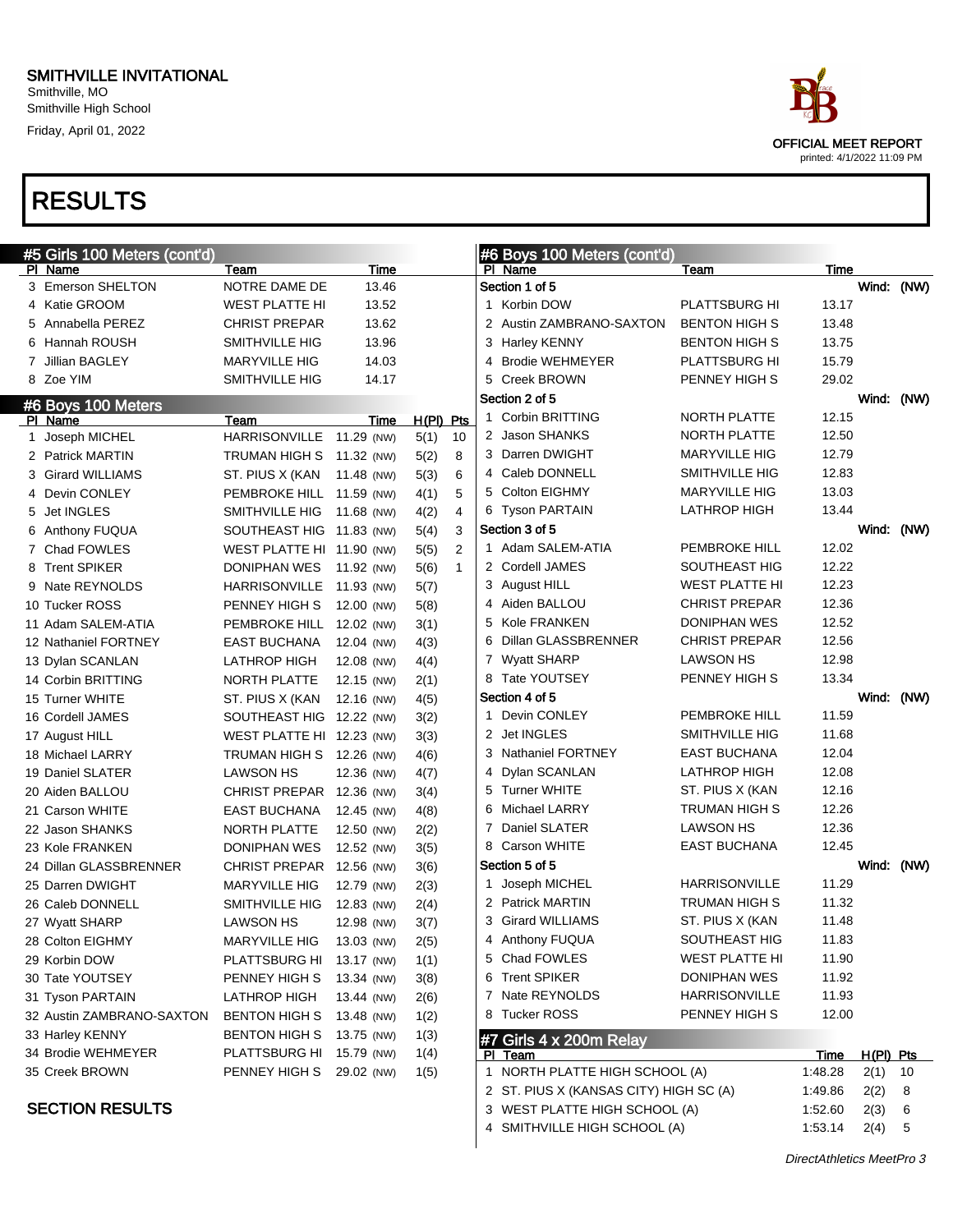SMITHVILLE INVITATIONAL
Smithville, MO
Smithville High School
Friday, April 01, 2022

OFFICIAL MEET REPORT
printed: 4/1/2022 11:09 PM

# RESULTS

## #5 Girls 100 Meters (cont'd)

| Pl | Name | Team | Time |
|---|---|---|---|
| 3 | Emerson SHELTON | NOTRE DAME DE | 13.46 |
| 4 | Katie GROOM | WEST PLATTE HI | 13.52 |
| 5 | Annabella PEREZ | CHRIST PREPAR | 13.62 |
| 6 | Hannah ROUSH | SMITHVILLE HIG | 13.96 |
| 7 | Jillian BAGLEY | MARYVILLE HIG | 14.03 |
| 8 | Zoe YIM | SMITHVILLE HIG | 14.17 |

## #6 Boys 100 Meters

| Pl | Name | Team | Time | | H(Pl) | Pts |
|---|---|---|---|---|---|---|
| 1 | Joseph MICHEL | HARRISONVILLE | 11.29 | (NW) | 5(1) | 10 |
| 2 | Patrick MARTIN | TRUMAN HIGH S | 11.32 | (NW) | 5(2) | 8 |
| 3 | Girard WILLIAMS | ST. PIUS X (KAN | 11.48 | (NW) | 5(3) | 6 |
| 4 | Devin CONLEY | PEMBROKE HILL | 11.59 | (NW) | 4(1) | 5 |
| 5 | Jet INGLES | SMITHVILLE HIG | 11.68 | (NW) | 4(2) | 4 |
| 6 | Anthony FUQUA | SOUTHEAST HIG | 11.83 | (NW) | 5(4) | 3 |
| 7 | Chad FOWLES | WEST PLATTE HI | 11.90 | (NW) | 5(5) | 2 |
| 8 | Trent SPIKER | DONIPHAN WES | 11.92 | (NW) | 5(6) | 1 |
| 9 | Nate REYNOLDS | HARRISONVILLE | 11.93 | (NW) | 5(7) | |
| 10 | Tucker ROSS | PENNEY HIGH S | 12.00 | (NW) | 5(8) | |
| 11 | Adam SALEM-ATIA | PEMBROKE HILL | 12.02 | (NW) | 3(1) | |
| 12 | Nathaniel FORTNEY | EAST BUCHANA | 12.04 | (NW) | 4(3) | |
| 13 | Dylan SCANLAN | LATHROP HIGH | 12.08 | (NW) | 4(4) | |
| 14 | Corbin BRITTING | NORTH PLATTE | 12.15 | (NW) | 2(1) | |
| 15 | Turner WHITE | ST. PIUS X (KAN | 12.16 | (NW) | 4(5) | |
| 16 | Cordell JAMES | SOUTHEAST HIG | 12.22 | (NW) | 3(2) | |
| 17 | August HILL | WEST PLATTE HI | 12.23 | (NW) | 3(3) | |
| 18 | Michael LARRY | TRUMAN HIGH S | 12.26 | (NW) | 4(6) | |
| 19 | Daniel SLATER | LAWSON HS | 12.36 | (NW) | 4(7) | |
| 20 | Aiden BALLOU | CHRIST PREPAR | 12.36 | (NW) | 3(4) | |
| 21 | Carson WHITE | EAST BUCHANA | 12.45 | (NW) | 4(8) | |
| 22 | Jason SHANKS | NORTH PLATTE | 12.50 | (NW) | 2(2) | |
| 23 | Kole FRANKEN | DONIPHAN WES | 12.52 | (NW) | 3(5) | |
| 24 | Dillan GLASSBRENNER | CHRIST PREPAR | 12.56 | (NW) | 3(6) | |
| 25 | Darren DWIGHT | MARYVILLE HIG | 12.79 | (NW) | 2(3) | |
| 26 | Caleb DONNELL | SMITHVILLE HIG | 12.83 | (NW) | 2(4) | |
| 27 | Wyatt SHARP | LAWSON HS | 12.98 | (NW) | 3(7) | |
| 28 | Colton EIGHMY | MARYVILLE HIG | 13.03 | (NW) | 2(5) | |
| 29 | Korbin DOW | PLATTSBURG HI | 13.17 | (NW) | 1(1) | |
| 30 | Tate YOUTSEY | PENNEY HIGH S | 13.34 | (NW) | 3(8) | |
| 31 | Tyson PARTAIN | LATHROP HIGH | 13.44 | (NW) | 2(6) | |
| 32 | Austin ZAMBRANO-SAXTON | BENTON HIGH S | 13.48 | (NW) | 1(2) | |
| 33 | Harley KENNY | BENTON HIGH S | 13.75 | (NW) | 1(3) | |
| 34 | Brodie WEHMEYER | PLATTSBURG HI | 15.79 | (NW) | 1(4) | |
| 35 | Creek BROWN | PENNEY HIGH S | 29.02 | (NW) | 1(5) | |

### SECTION RESULTS

## #6 Boys 100 Meters (cont'd)

| Pl | Name | Team | Time |
|---|---|---|---|
| **Section 1 of 5** | | | Wind: (NW) |
| 1 | Korbin DOW | PLATTSBURG HI | 13.17 |
| 2 | Austin ZAMBRANO-SAXTON | BENTON HIGH S | 13.48 |
| 3 | Harley KENNY | BENTON HIGH S | 13.75 |
| 4 | Brodie WEHMEYER | PLATTSBURG HI | 15.79 |
| 5 | Creek BROWN | PENNEY HIGH S | 29.02 |
| **Section 2 of 5** | | | Wind: (NW) |
| 1 | Corbin BRITTING | NORTH PLATTE | 12.15 |
| 2 | Jason SHANKS | NORTH PLATTE | 12.50 |
| 3 | Darren DWIGHT | MARYVILLE HIG | 12.79 |
| 4 | Caleb DONNELL | SMITHVILLE HIG | 12.83 |
| 5 | Colton EIGHMY | MARYVILLE HIG | 13.03 |
| 6 | Tyson PARTAIN | LATHROP HIGH | 13.44 |
| **Section 3 of 5** | | | Wind: (NW) |
| 1 | Adam SALEM-ATIA | PEMBROKE HILL | 12.02 |
| 2 | Cordell JAMES | SOUTHEAST HIG | 12.22 |
| 3 | August HILL | WEST PLATTE HI | 12.23 |
| 4 | Aiden BALLOU | CHRIST PREPAR | 12.36 |
| 5 | Kole FRANKEN | DONIPHAN WES | 12.52 |
| 6 | Dillan GLASSBRENNER | CHRIST PREPAR | 12.56 |
| 7 | Wyatt SHARP | LAWSON HS | 12.98 |
| 8 | Tate YOUTSEY | PENNEY HIGH S | 13.34 |
| **Section 4 of 5** | | | Wind: (NW) |
| 1 | Devin CONLEY | PEMBROKE HILL | 11.59 |
| 2 | Jet INGLES | SMITHVILLE HIG | 11.68 |
| 3 | Nathaniel FORTNEY | EAST BUCHANA | 12.04 |
| 4 | Dylan SCANLAN | LATHROP HIGH | 12.08 |
| 5 | Turner WHITE | ST. PIUS X (KAN | 12.16 |
| 6 | Michael LARRY | TRUMAN HIGH S | 12.26 |
| 7 | Daniel SLATER | LAWSON HS | 12.36 |
| 8 | Carson WHITE | EAST BUCHANA | 12.45 |
| **Section 5 of 5** | | | Wind: (NW) |
| 1 | Joseph MICHEL | HARRISONVILLE | 11.29 |
| 2 | Patrick MARTIN | TRUMAN HIGH S | 11.32 |
| 3 | Girard WILLIAMS | ST. PIUS X (KAN | 11.48 |
| 4 | Anthony FUQUA | SOUTHEAST HIG | 11.83 |
| 5 | Chad FOWLES | WEST PLATTE HI | 11.90 |
| 6 | Trent SPIKER | DONIPHAN WES | 11.92 |
| 7 | Nate REYNOLDS | HARRISONVILLE | 11.93 |
| 8 | Tucker ROSS | PENNEY HIGH S | 12.00 |

## #7 Girls 4 x 200m Relay

| Pl | Team | Time | H(Pl) | Pts |
|---|---|---|---|---|
| 1 | NORTH PLATTE HIGH SCHOOL (A) | 1:48.28 | 2(1) | 10 |
| 2 | ST. PIUS X (KANSAS CITY) HIGH SC (A) | 1:49.86 | 2(2) | 8 |
| 3 | WEST PLATTE HIGH SCHOOL (A) | 1:52.60 | 2(3) | 6 |
| 4 | SMITHVILLE HIGH SCHOOL (A) | 1:53.14 | 2(4) | 5 |

*DirectAthletics MeetPro 3*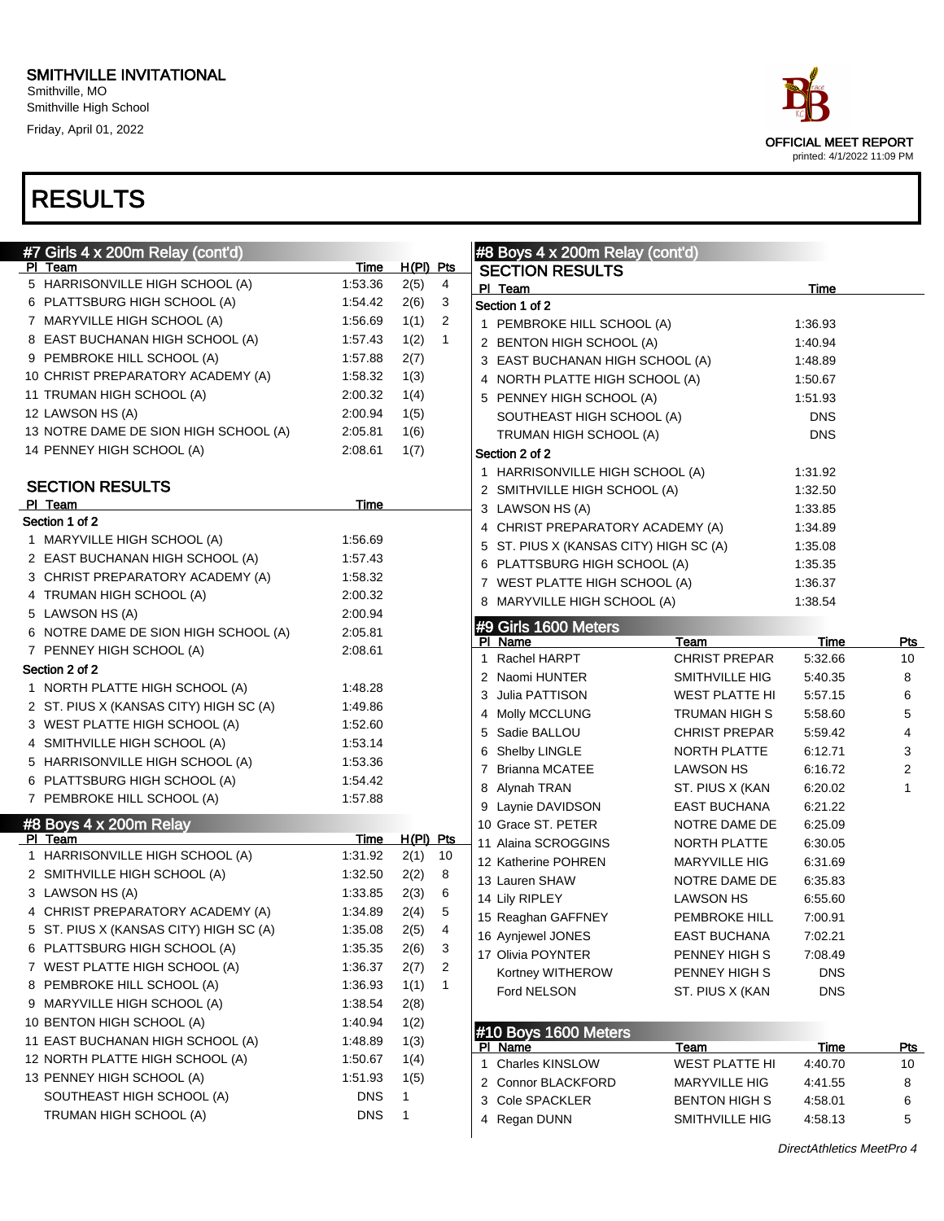SMITHVILLE INVITATIONAL
Smithville, MO
Smithville High School
Friday, April 01, 2022

OFFICIAL MEET REPORT
printed: 4/1/2022 11:09 PM

# RESULTS

## #7 Girls 4 x 200m Relay (cont'd)

| Pl | Team | Time | H(Pl) | Pts |
|---|---|---|---|---|
| 5 | HARRISONVILLE HIGH SCHOOL (A) | 1:53.36 | 2(5) | 4 |
| 6 | PLATTSBURG HIGH SCHOOL (A) | 1:54.42 | 2(6) | 3 |
| 7 | MARYVILLE HIGH SCHOOL (A) | 1:56.69 | 1(1) | 2 |
| 8 | EAST BUCHANAN HIGH SCHOOL (A) | 1:57.43 | 1(2) | 1 |
| 9 | PEMBROKE HILL SCHOOL (A) | 1:57.88 | 2(7) | |
| 10 | CHRIST PREPARATORY ACADEMY (A) | 1:58.32 | 1(3) | |
| 11 | TRUMAN HIGH SCHOOL (A) | 2:00.32 | 1(4) | |
| 12 | LAWSON HS (A) | 2:00.94 | 1(5) | |
| 13 | NOTRE DAME DE SION HIGH SCHOOL (A) | 2:05.81 | 1(6) | |
| 14 | PENNEY HIGH SCHOOL (A) | 2:08.61 | 1(7) | |

### SECTION RESULTS

| Pl | Team | Time |
|---|---|---|
| **Section 1 of 2** | | |
| 1 | MARYVILLE HIGH SCHOOL (A) | 1:56.69 |
| 2 | EAST BUCHANAN HIGH SCHOOL (A) | 1:57.43 |
| 3 | CHRIST PREPARATORY ACADEMY (A) | 1:58.32 |
| 4 | TRUMAN HIGH SCHOOL (A) | 2:00.32 |
| 5 | LAWSON HS (A) | 2:00.94 |
| 6 | NOTRE DAME DE SION HIGH SCHOOL (A) | 2:05.81 |
| 7 | PENNEY HIGH SCHOOL (A) | 2:08.61 |
| **Section 2 of 2** | | |
| 1 | NORTH PLATTE HIGH SCHOOL (A) | 1:48.28 |
| 2 | ST. PIUS X (KANSAS CITY) HIGH SC (A) | 1:49.86 |
| 3 | WEST PLATTE HIGH SCHOOL (A) | 1:52.60 |
| 4 | SMITHVILLE HIGH SCHOOL (A) | 1:53.14 |
| 5 | HARRISONVILLE HIGH SCHOOL (A) | 1:53.36 |
| 6 | PLATTSBURG HIGH SCHOOL (A) | 1:54.42 |
| 7 | PEMBROKE HILL SCHOOL (A) | 1:57.88 |

## #8 Boys 4 x 200m Relay

| Pl | Team | Time | H(Pl) | Pts |
|---|---|---|---|---|
| 1 | HARRISONVILLE HIGH SCHOOL (A) | 1:31.92 | 2(1) | 10 |
| 2 | SMITHVILLE HIGH SCHOOL (A) | 1:32.50 | 2(2) | 8 |
| 3 | LAWSON HS (A) | 1:33.85 | 2(3) | 6 |
| 4 | CHRIST PREPARATORY ACADEMY (A) | 1:34.89 | 2(4) | 5 |
| 5 | ST. PIUS X (KANSAS CITY) HIGH SC (A) | 1:35.08 | 2(5) | 4 |
| 6 | PLATTSBURG HIGH SCHOOL (A) | 1:35.35 | 2(6) | 3 |
| 7 | WEST PLATTE HIGH SCHOOL (A) | 1:36.37 | 2(7) | 2 |
| 8 | PEMBROKE HILL SCHOOL (A) | 1:36.93 | 1(1) | 1 |
| 9 | MARYVILLE HIGH SCHOOL (A) | 1:38.54 | 2(8) | |
| 10 | BENTON HIGH SCHOOL (A) | 1:40.94 | 1(2) | |
| 11 | EAST BUCHANAN HIGH SCHOOL (A) | 1:48.89 | 1(3) | |
| 12 | NORTH PLATTE HIGH SCHOOL (A) | 1:50.67 | 1(4) | |
| 13 | PENNEY HIGH SCHOOL (A) | 1:51.93 | 1(5) | |
| | SOUTHEAST HIGH SCHOOL (A) | DNS | 1 | |
| | TRUMAN HIGH SCHOOL (A) | DNS | 1 | |

## #8 Boys 4 x 200m Relay (cont'd)

### SECTION RESULTS

| Pl | Team | Time |
|---|---|---|
| **Section 1 of 2** | | |
| 1 | PEMBROKE HILL SCHOOL (A) | 1:36.93 |
| 2 | BENTON HIGH SCHOOL (A) | 1:40.94 |
| 3 | EAST BUCHANAN HIGH SCHOOL (A) | 1:48.89 |
| 4 | NORTH PLATTE HIGH SCHOOL (A) | 1:50.67 |
| 5 | PENNEY HIGH SCHOOL (A) | 1:51.93 |
| | SOUTHEAST HIGH SCHOOL (A) | DNS |
| | TRUMAN HIGH SCHOOL (A) | DNS |
| **Section 2 of 2** | | |
| 1 | HARRISONVILLE HIGH SCHOOL (A) | 1:31.92 |
| 2 | SMITHVILLE HIGH SCHOOL (A) | 1:32.50 |
| 3 | LAWSON HS (A) | 1:33.85 |
| 4 | CHRIST PREPARATORY ACADEMY (A) | 1:34.89 |
| 5 | ST. PIUS X (KANSAS CITY) HIGH SC (A) | 1:35.08 |
| 6 | PLATTSBURG HIGH SCHOOL (A) | 1:35.35 |
| 7 | WEST PLATTE HIGH SCHOOL (A) | 1:36.37 |
| 8 | MARYVILLE HIGH SCHOOL (A) | 1:38.54 |

## #9 Girls 1600 Meters

| Pl | Name | Team | Time | Pts |
|---|---|---|---|---|
| 1 | Rachel HARPT | CHRIST PREPAR | 5:32.66 | 10 |
| 2 | Naomi HUNTER | SMITHVILLE HIG | 5:40.35 | 8 |
| 3 | Julia PATTISON | WEST PLATTE HI | 5:57.15 | 6 |
| 4 | Molly MCCLUNG | TRUMAN HIGH S | 5:58.60 | 5 |
| 5 | Sadie BALLOU | CHRIST PREPAR | 5:59.42 | 4 |
| 6 | Shelby LINGLE | NORTH PLATTE | 6:12.71 | 3 |
| 7 | Brianna MCATEE | LAWSON HS | 6:16.72 | 2 |
| 8 | Alynah TRAN | ST. PIUS X (KAN | 6:20.02 | 1 |
| 9 | Laynie DAVIDSON | EAST BUCHANA | 6:21.22 | |
| 10 | Grace ST. PETER | NOTRE DAME DE | 6:25.09 | |
| 11 | Alaina SCROGGINS | NORTH PLATTE | 6:30.05 | |
| 12 | Katherine POHREN | MARYVILLE HIG | 6:31.69 | |
| 13 | Lauren SHAW | NOTRE DAME DE | 6:35.83 | |
| 14 | Lily RIPLEY | LAWSON HS | 6:55.60 | |
| 15 | Reaghan GAFFNEY | PEMBROKE HILL | 7:00.91 | |
| 16 | Aynjewel JONES | EAST BUCHANA | 7:02.21 | |
| 17 | Olivia POYNTER | PENNEY HIGH S | 7:08.49 | |
| | Kortney WITHEROW | PENNEY HIGH S | DNS | |
| | Ford NELSON | ST. PIUS X (KAN | DNS | |

## #10 Boys 1600 Meters

| Pl | Name | Team | Time | Pts |
|---|---|---|---|---|
| 1 | Charles KINSLOW | WEST PLATTE HI | 4:40.70 | 10 |
| 2 | Connor BLACKFORD | MARYVILLE HIG | 4:41.55 | 8 |
| 3 | Cole SPACKLER | BENTON HIGH S | 4:58.01 | 6 |
| 4 | Regan DUNN | SMITHVILLE HIG | 4:58.13 | 5 |

*DirectAthletics MeetPro 4*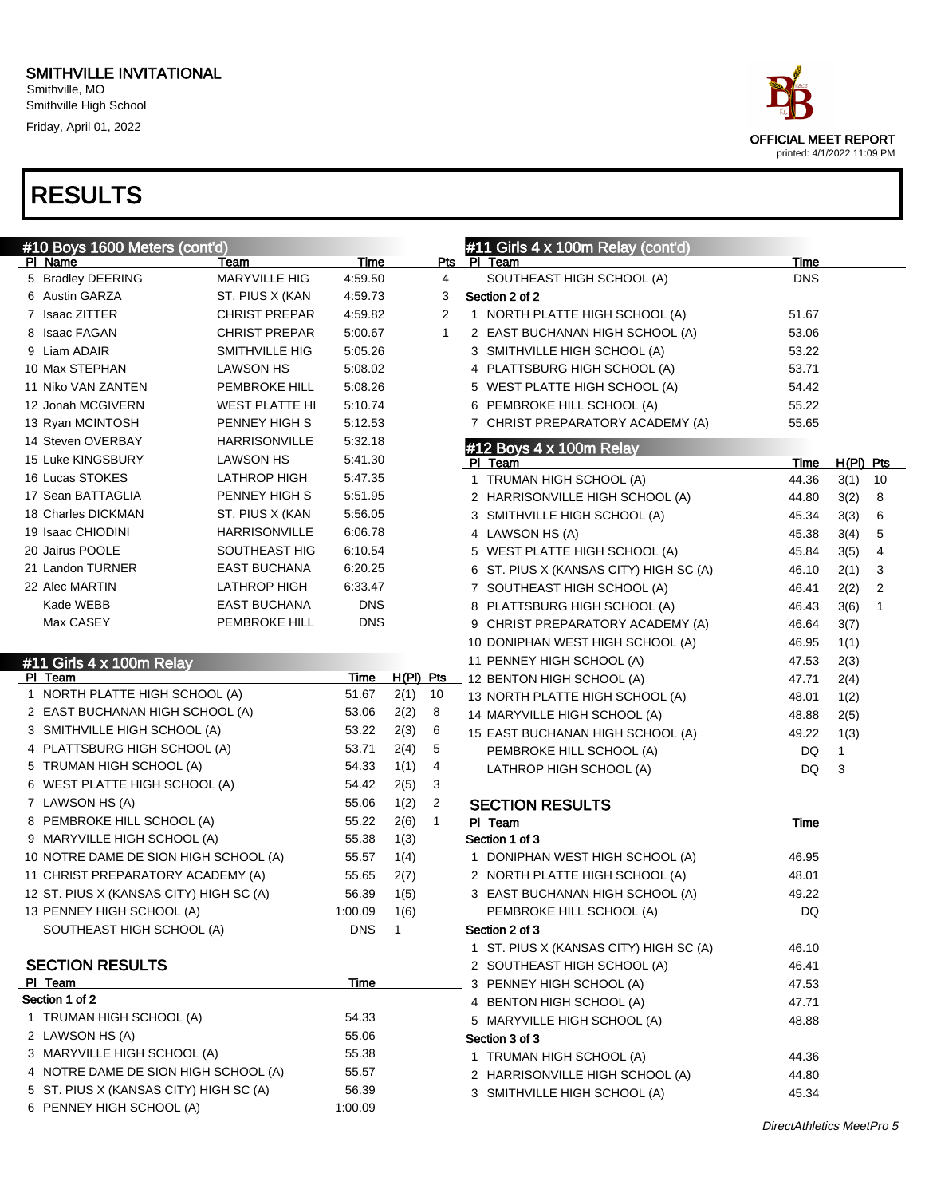# SMITHVILLE INVITATIONAL

Smithville, MO
Smithville High School
Friday, April 01, 2022

OFFICIAL MEET REPORT
printed: 4/1/2022 11:09 PM

# RESULTS

## #10 Boys 1600 Meters (cont'd)

| Pl | Name | Team | Time | Pts |
|---|---|---|---|---|
| 5 | Bradley DEERING | MARYVILLE HIG | 4:59.50 | 4 |
| 6 | Austin GARZA | ST. PIUS X (KAN | 4:59.73 | 3 |
| 7 | Isaac ZITTER | CHRIST PREPAR | 4:59.82 | 2 |
| 8 | Isaac FAGAN | CHRIST PREPAR | 5:00.67 | 1 |
| 9 | Liam ADAIR | SMITHVILLE HIG | 5:05.26 | |
| 10 | Max STEPHAN | LAWSON HS | 5:08.02 | |
| 11 | Niko VAN ZANTEN | PEMBROKE HILL | 5:08.26 | |
| 12 | Jonah MCGIVERN | WEST PLATTE HI | 5:10.74 | |
| 13 | Ryan MCINTOSH | PENNEY HIGH S | 5:12.53 | |
| 14 | Steven OVERBAY | HARRISONVILLE | 5:32.18 | |
| 15 | Luke KINGSBURY | LAWSON HS | 5:41.30 | |
| 16 | Lucas STOKES | LATHROP HIGH | 5:47.35 | |
| 17 | Sean BATTAGLIA | PENNEY HIGH S | 5:51.95 | |
| 18 | Charles DICKMAN | ST. PIUS X (KAN | 5:56.05 | |
| 19 | Isaac CHIODINI | HARRISONVILLE | 6:06.78 | |
| 20 | Jairus POOLE | SOUTHEAST HIG | 6:10.54 | |
| 21 | Landon TURNER | EAST BUCHANA | 6:20.25 | |
| 22 | Alec MARTIN | LATHROP HIGH | 6:33.47 | |
| | Kade WEBB | EAST BUCHANA | DNS | |
| | Max CASEY | PEMBROKE HILL | DNS | |

## #11 Girls 4 x 100m Relay

| Pl | Team | Time | H(Pl) | Pts |
|---|---|---|---|---|
| 1 | NORTH PLATTE HIGH SCHOOL (A) | 51.67 | 2(1) | 10 |
| 2 | EAST BUCHANAN HIGH SCHOOL (A) | 53.06 | 2(2) | 8 |
| 3 | SMITHVILLE HIGH SCHOOL (A) | 53.22 | 2(3) | 6 |
| 4 | PLATTSBURG HIGH SCHOOL (A) | 53.71 | 2(4) | 5 |
| 5 | TRUMAN HIGH SCHOOL (A) | 54.33 | 1(1) | 4 |
| 6 | WEST PLATTE HIGH SCHOOL (A) | 54.42 | 2(5) | 3 |
| 7 | LAWSON HS (A) | 55.06 | 1(2) | 2 |
| 8 | PEMBROKE HILL SCHOOL (A) | 55.22 | 2(6) | 1 |
| 9 | MARYVILLE HIGH SCHOOL (A) | 55.38 | 1(3) | |
| 10 | NOTRE DAME DE SION HIGH SCHOOL (A) | 55.57 | 1(4) | |
| 11 | CHRIST PREPARATORY ACADEMY (A) | 55.65 | 2(7) | |
| 12 | ST. PIUS X (KANSAS CITY) HIGH SC (A) | 56.39 | 1(5) | |
| 13 | PENNEY HIGH SCHOOL (A) | 1:00.09 | 1(6) | |
| | SOUTHEAST HIGH SCHOOL (A) | DNS | 1 | |

### SECTION RESULTS

| Pl | Team | Time |
|---|---|---|
| **Section 1 of 2** | | |
| 1 | TRUMAN HIGH SCHOOL (A) | 54.33 |
| 2 | LAWSON HS (A) | 55.06 |
| 3 | MARYVILLE HIGH SCHOOL (A) | 55.38 |
| 4 | NOTRE DAME DE SION HIGH SCHOOL (A) | 55.57 |
| 5 | ST. PIUS X (KANSAS CITY) HIGH SC (A) | 56.39 |
| 6 | PENNEY HIGH SCHOOL (A) | 1:00.09 |
| | SOUTHEAST HIGH SCHOOL (A) | DNS |
| **Section 2 of 2** | | |
| 1 | NORTH PLATTE HIGH SCHOOL (A) | 51.67 |
| 2 | EAST BUCHANAN HIGH SCHOOL (A) | 53.06 |
| 3 | SMITHVILLE HIGH SCHOOL (A) | 53.22 |
| 4 | PLATTSBURG HIGH SCHOOL (A) | 53.71 |
| 5 | WEST PLATTE HIGH SCHOOL (A) | 54.42 |
| 6 | PEMBROKE HILL SCHOOL (A) | 55.22 |
| 7 | CHRIST PREPARATORY ACADEMY (A) | 55.65 |

## #12 Boys 4 x 100m Relay

| Pl | Team | Time | H(Pl) | Pts |
|---|---|---|---|---|
| 1 | TRUMAN HIGH SCHOOL (A) | 44.36 | 3(1) | 10 |
| 2 | HARRISONVILLE HIGH SCHOOL (A) | 44.80 | 3(2) | 8 |
| 3 | SMITHVILLE HIGH SCHOOL (A) | 45.34 | 3(3) | 6 |
| 4 | LAWSON HS (A) | 45.38 | 3(4) | 5 |
| 5 | WEST PLATTE HIGH SCHOOL (A) | 45.84 | 3(5) | 4 |
| 6 | ST. PIUS X (KANSAS CITY) HIGH SC (A) | 46.10 | 2(1) | 3 |
| 7 | SOUTHEAST HIGH SCHOOL (A) | 46.41 | 2(2) | 2 |
| 8 | PLATTSBURG HIGH SCHOOL (A) | 46.43 | 3(6) | 1 |
| 9 | CHRIST PREPARATORY ACADEMY (A) | 46.64 | 3(7) | |
| 10 | DONIPHAN WEST HIGH SCHOOL (A) | 46.95 | 1(1) | |
| 11 | PENNEY HIGH SCHOOL (A) | 47.53 | 2(3) | |
| 12 | BENTON HIGH SCHOOL (A) | 47.71 | 2(4) | |
| 13 | NORTH PLATTE HIGH SCHOOL (A) | 48.01 | 1(2) | |
| 14 | MARYVILLE HIGH SCHOOL (A) | 48.88 | 2(5) | |
| 15 | EAST BUCHANAN HIGH SCHOOL (A) | 49.22 | 1(3) | |
| | PEMBROKE HILL SCHOOL (A) | DQ | 1 | |
| | LATHROP HIGH SCHOOL (A) | DQ | 3 | |

### SECTION RESULTS

| Pl | Team | Time |
|---|---|---|
| **Section 1 of 3** | | |
| 1 | DONIPHAN WEST HIGH SCHOOL (A) | 46.95 |
| 2 | NORTH PLATTE HIGH SCHOOL (A) | 48.01 |
| 3 | EAST BUCHANAN HIGH SCHOOL (A) | 49.22 |
| | PEMBROKE HILL SCHOOL (A) | DQ |
| **Section 2 of 3** | | |
| 1 | ST. PIUS X (KANSAS CITY) HIGH SC (A) | 46.10 |
| 2 | SOUTHEAST HIGH SCHOOL (A) | 46.41 |
| 3 | PENNEY HIGH SCHOOL (A) | 47.53 |
| 4 | BENTON HIGH SCHOOL (A) | 47.71 |
| 5 | MARYVILLE HIGH SCHOOL (A) | 48.88 |
| **Section 3 of 3** | | |
| 1 | TRUMAN HIGH SCHOOL (A) | 44.36 |
| 2 | HARRISONVILLE HIGH SCHOOL (A) | 44.80 |
| 3 | SMITHVILLE HIGH SCHOOL (A) | 45.34 |

*DirectAthletics MeetPro 5*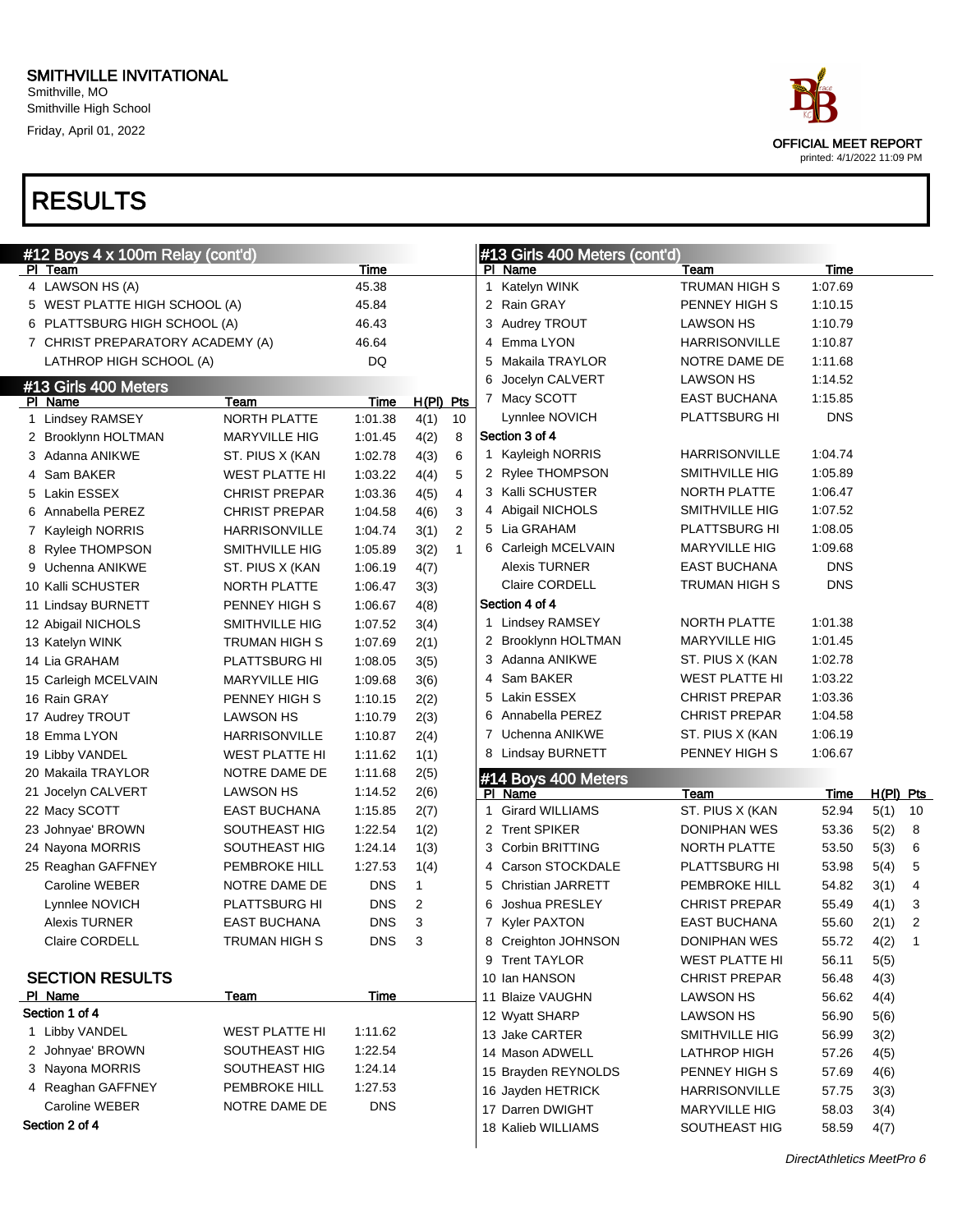SMITHVILLE INVITATIONAL
Smithville, MO
Smithville High School
Friday, April 01, 2022

OFFICIAL MEET REPORT
printed: 4/1/2022 11:09 PM

# RESULTS

## #12 Boys 4 x 100m Relay (cont'd)

| Pl | Team | Time |
|---|---|---|
| 4 | LAWSON HS (A) | 45.38 |
| 5 | WEST PLATTE HIGH SCHOOL (A) | 45.84 |
| 6 | PLATTSBURG HIGH SCHOOL (A) | 46.43 |
| 7 | CHRIST PREPARATORY ACADEMY (A) | 46.64 |
| | LATHROP HIGH SCHOOL (A) | DQ |

## #13 Girls 400 Meters

| Pl | Name | Team | Time | H(Pl) | Pts |
|---|---|---|---|---|---|
| 1 | Lindsey RAMSEY | NORTH PLATTE | 1:01.38 | 4(1) | 10 |
| 2 | Brooklynn HOLTMAN | MARYVILLE HIG | 1:01.45 | 4(2) | 8 |
| 3 | Adanna ANIKWE | ST. PIUS X (KAN | 1:02.78 | 4(3) | 6 |
| 4 | Sam BAKER | WEST PLATTE HI | 1:03.22 | 4(4) | 5 |
| 5 | Lakin ESSEX | CHRIST PREPAR | 1:03.36 | 4(5) | 4 |
| 6 | Annabella PEREZ | CHRIST PREPAR | 1:04.58 | 4(6) | 3 |
| 7 | Kayleigh NORRIS | HARRISONVILLE | 1:04.74 | 3(1) | 2 |
| 8 | Rylee THOMPSON | SMITHVILLE HIG | 1:05.89 | 3(2) | 1 |
| 9 | Uchenna ANIKWE | ST. PIUS X (KAN | 1:06.19 | 4(7) | |
| 10 | Kalli SCHUSTER | NORTH PLATTE | 1:06.47 | 3(3) | |
| 11 | Lindsay BURNETT | PENNEY HIGH S | 1:06.67 | 4(8) | |
| 12 | Abigail NICHOLS | SMITHVILLE HIG | 1:07.52 | 3(4) | |
| 13 | Katelyn WINK | TRUMAN HIGH S | 1:07.69 | 2(1) | |
| 14 | Lia GRAHAM | PLATTSBURG HI | 1:08.05 | 3(5) | |
| 15 | Carleigh MCELVAIN | MARYVILLE HIG | 1:09.68 | 3(6) | |
| 16 | Rain GRAY | PENNEY HIGH S | 1:10.15 | 2(2) | |
| 17 | Audrey TROUT | LAWSON HS | 1:10.79 | 2(3) | |
| 18 | Emma LYON | HARRISONVILLE | 1:10.87 | 2(4) | |
| 19 | Libby VANDEL | WEST PLATTE HI | 1:11.62 | 1(1) | |
| 20 | Makaila TRAYLOR | NOTRE DAME DE | 1:11.68 | 2(5) | |
| 21 | Jocelyn CALVERT | LAWSON HS | 1:14.52 | 2(6) | |
| 22 | Macy SCOTT | EAST BUCHANA | 1:15.85 | 2(7) | |
| 23 | Johnyae' BROWN | SOUTHEAST HIG | 1:22.54 | 1(2) | |
| 24 | Nayona MORRIS | SOUTHEAST HIG | 1:24.14 | 1(3) | |
| 25 | Reaghan GAFFNEY | PEMBROKE HILL | 1:27.53 | 1(4) | |
| | Caroline WEBER | NOTRE DAME DE | DNS | 1 | |
| | Lynnlee NOVICH | PLATTSBURG HI | DNS | 2 | |
| | Alexis TURNER | EAST BUCHANA | DNS | 3 | |
| | Claire CORDELL | TRUMAN HIGH S | DNS | 3 | |

### SECTION RESULTS

| Pl | Name | Team | Time |
|---|---|---|---|
| **Section 1 of 4** | | | |
| 1 | Libby VANDEL | WEST PLATTE HI | 1:11.62 |
| 2 | Johnyae' BROWN | SOUTHEAST HIG | 1:22.54 |
| 3 | Nayona MORRIS | SOUTHEAST HIG | 1:24.14 |
| 4 | Reaghan GAFFNEY | PEMBROKE HILL | 1:27.53 |
| | Caroline WEBER | NOTRE DAME DE | DNS |
| **Section 2 of 4** | | | |
| 1 | Katelyn WINK | TRUMAN HIGH S | 1:07.69 |
| 2 | Rain GRAY | PENNEY HIGH S | 1:10.15 |
| 3 | Audrey TROUT | LAWSON HS | 1:10.79 |
| 4 | Emma LYON | HARRISONVILLE | 1:10.87 |
| 5 | Makaila TRAYLOR | NOTRE DAME DE | 1:11.68 |
| 6 | Jocelyn CALVERT | LAWSON HS | 1:14.52 |
| 7 | Macy SCOTT | EAST BUCHANA | 1:15.85 |
| | Lynnlee NOVICH | PLATTSBURG HI | DNS |
| **Section 3 of 4** | | | |
| 1 | Kayleigh NORRIS | HARRISONVILLE | 1:04.74 |
| 2 | Rylee THOMPSON | SMITHVILLE HIG | 1:05.89 |
| 3 | Kalli SCHUSTER | NORTH PLATTE | 1:06.47 |
| 4 | Abigail NICHOLS | SMITHVILLE HIG | 1:07.52 |
| 5 | Lia GRAHAM | PLATTSBURG HI | 1:08.05 |
| 6 | Carleigh MCELVAIN | MARYVILLE HIG | 1:09.68 |
| | Alexis TURNER | EAST BUCHANA | DNS |
| | Claire CORDELL | TRUMAN HIGH S | DNS |
| **Section 4 of 4** | | | |
| 1 | Lindsey RAMSEY | NORTH PLATTE | 1:01.38 |
| 2 | Brooklynn HOLTMAN | MARYVILLE HIG | 1:01.45 |
| 3 | Adanna ANIKWE | ST. PIUS X (KAN | 1:02.78 |
| 4 | Sam BAKER | WEST PLATTE HI | 1:03.22 |
| 5 | Lakin ESSEX | CHRIST PREPAR | 1:03.36 |
| 6 | Annabella PEREZ | CHRIST PREPAR | 1:04.58 |
| 7 | Uchenna ANIKWE | ST. PIUS X (KAN | 1:06.19 |
| 8 | Lindsay BURNETT | PENNEY HIGH S | 1:06.67 |

## #14 Boys 400 Meters

| Pl | Name | Team | Time | H(Pl) | Pts |
|---|---|---|---|---|---|
| 1 | Girard WILLIAMS | ST. PIUS X (KAN | 52.94 | 5(1) | 10 |
| 2 | Trent SPIKER | DONIPHAN WES | 53.36 | 5(2) | 8 |
| 3 | Corbin BRITTING | NORTH PLATTE | 53.50 | 5(3) | 6 |
| 4 | Carson STOCKDALE | PLATTSBURG HI | 53.98 | 5(4) | 5 |
| 5 | Christian JARRETT | PEMBROKE HILL | 54.82 | 3(1) | 4 |
| 6 | Joshua PRESLEY | CHRIST PREPAR | 55.49 | 4(1) | 3 |
| 7 | Kyler PAXTON | EAST BUCHANA | 55.60 | 2(1) | 2 |
| 8 | Creighton JOHNSON | DONIPHAN WES | 55.72 | 4(2) | 1 |
| 9 | Trent TAYLOR | WEST PLATTE HI | 56.11 | 5(5) | |
| 10 | Ian HANSON | CHRIST PREPAR | 56.48 | 4(3) | |
| 11 | Blaize VAUGHN | LAWSON HS | 56.62 | 4(4) | |
| 12 | Wyatt SHARP | LAWSON HS | 56.90 | 5(6) | |
| 13 | Jake CARTER | SMITHVILLE HIG | 56.99 | 3(2) | |
| 14 | Mason ADWELL | LATHROP HIGH | 57.26 | 4(5) | |
| 15 | Brayden REYNOLDS | PENNEY HIGH S | 57.69 | 4(6) | |
| 16 | Jayden HETRICK | HARRISONVILLE | 57.75 | 3(3) | |
| 17 | Darren DWIGHT | MARYVILLE HIG | 58.03 | 3(4) | |
| 18 | Kalieb WILLIAMS | SOUTHEAST HIG | 58.59 | 4(7) | |

DirectAthletics MeetPro 6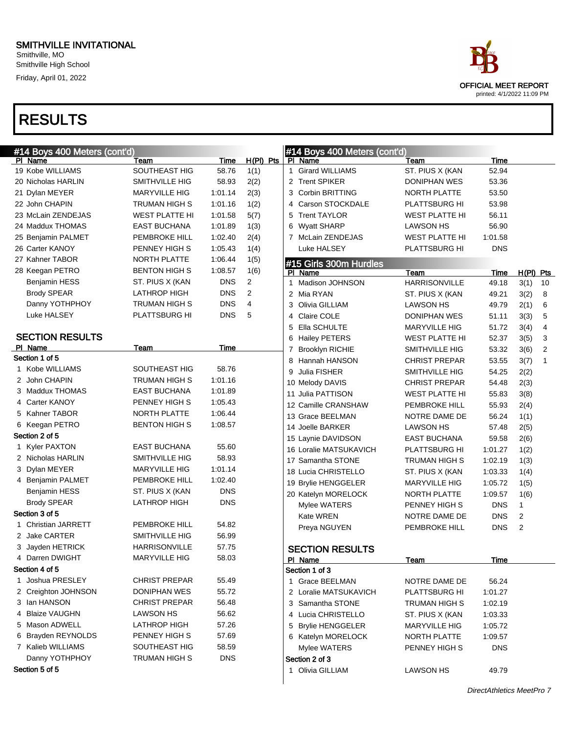# RESULTS

## #14 Boys 400 Meters (cont'd)

| Pl | Name | Team | Time | H(Pl) | Pts |
|---|---|---|---|---|---|
| 19 | Kobe WILLIAMS | SOUTHEAST HIG | 58.76 | 1(1) | |
| 20 | Nicholas HARLIN | SMITHVILLE HIG | 58.93 | 2(2) | |
| 21 | Dylan MEYER | MARYVILLE HIG | 1:01.14 | 2(3) | |
| 22 | John CHAPIN | TRUMAN HIGH S | 1:01.16 | 1(2) | |
| 23 | McLain ZENDEJAS | WEST PLATTE HI | 1:01.58 | 5(7) | |
| 24 | Maddux THOMAS | EAST BUCHANA | 1:01.89 | 1(3) | |
| 25 | Benjamin PALMET | PEMBROKE HILL | 1:02.40 | 2(4) | |
| 26 | Carter KANOY | PENNEY HIGH S | 1:05.43 | 1(4) | |
| 27 | Kahner TABOR | NORTH PLATTE | 1:06.44 | 1(5) | |
| 28 | Keegan PETRO | BENTON HIGH S | 1:08.57 | 1(6) | |
| | Benjamin HESS | ST. PIUS X (KAN | DNS | 2 | |
| | Brody SPEAR | LATHROP HIGH | DNS | 2 | |
| | Danny YOTHPHOY | TRUMAN HIGH S | DNS | 4 | |
| | Luke HALSEY | PLATTSBURG HI | DNS | 5 | |

### SECTION RESULTS

| Pl | Name | Team | Time |
|---|---|---|---|
| **Section 1 of 5** | | | |
| 1 | Kobe WILLIAMS | SOUTHEAST HIG | 58.76 |
| 2 | John CHAPIN | TRUMAN HIGH S | 1:01.16 |
| 3 | Maddux THOMAS | EAST BUCHANA | 1:01.89 |
| 4 | Carter KANOY | PENNEY HIGH S | 1:05.43 |
| 5 | Kahner TABOR | NORTH PLATTE | 1:06.44 |
| 6 | Keegan PETRO | BENTON HIGH S | 1:08.57 |
| **Section 2 of 5** | | | |
| 1 | Kyler PAXTON | EAST BUCHANA | 55.60 |
| 2 | Nicholas HARLIN | SMITHVILLE HIG | 58.93 |
| 3 | Dylan MEYER | MARYVILLE HIG | 1:01.14 |
| 4 | Benjamin PALMET | PEMBROKE HILL | 1:02.40 |
| | Benjamin HESS | ST. PIUS X (KAN | DNS |
| | Brody SPEAR | LATHROP HIGH | DNS |
| **Section 3 of 5** | | | |
| 1 | Christian JARRETT | PEMBROKE HILL | 54.82 |
| 2 | Jake CARTER | SMITHVILLE HIG | 56.99 |
| 3 | Jayden HETRICK | HARRISONVILLE | 57.75 |
| 4 | Darren DWIGHT | MARYVILLE HIG | 58.03 |
| **Section 4 of 5** | | | |
| 1 | Joshua PRESLEY | CHRIST PREPAR | 55.49 |
| 2 | Creighton JOHNSON | DONIPHAN WES | 55.72 |
| 3 | Ian HANSON | CHRIST PREPAR | 56.48 |
| 4 | Blaize VAUGHN | LAWSON HS | 56.62 |
| 5 | Mason ADWELL | LATHROP HIGH | 57.26 |
| 6 | Brayden REYNOLDS | PENNEY HIGH S | 57.69 |
| 7 | Kalieb WILLIAMS | SOUTHEAST HIG | 58.59 |
| | Danny YOTHPHOY | TRUMAN HIGH S | DNS |
| **Section 5 of 5** | | | |
| 1 | Girard WILLIAMS | ST. PIUS X (KAN | 52.94 |
| 2 | Trent SPIKER | DONIPHAN WES | 53.36 |
| 3 | Corbin BRITTING | NORTH PLATTE | 53.50 |
| 4 | Carson STOCKDALE | PLATTSBURG HI | 53.98 |
| 5 | Trent TAYLOR | WEST PLATTE HI | 56.11 |
| 6 | Wyatt SHARP | LAWSON HS | 56.90 |
| 7 | McLain ZENDEJAS | WEST PLATTE HI | 1:01.58 |
| | Luke HALSEY | PLATTSBURG HI | DNS |

## #15 Girls 300m Hurdles

| Pl | Name | Team | Time | H(Pl) | Pts |
|---|---|---|---|---|---|
| 1 | Madison JOHNSON | HARRISONVILLE | 49.18 | 3(1) | 10 |
| 2 | Mia RYAN | ST. PIUS X (KAN | 49.21 | 3(2) | 8 |
| 3 | Olivia GILLIAM | LAWSON HS | 49.79 | 2(1) | 6 |
| 4 | Claire COLE | DONIPHAN WES | 51.11 | 3(3) | 5 |
| 5 | Ella SCHULTE | MARYVILLE HIG | 51.72 | 3(4) | 4 |
| 6 | Hailey PETERS | WEST PLATTE HI | 52.37 | 3(5) | 3 |
| 7 | Brooklyn RICHIE | SMITHVILLE HIG | 53.32 | 3(6) | 2 |
| 8 | Hannah HANSON | CHRIST PREPAR | 53.55 | 3(7) | 1 |
| 9 | Julia FISHER | SMITHVILLE HIG | 54.25 | 2(2) | |
| 10 | Melody DAVIS | CHRIST PREPAR | 54.48 | 2(3) | |
| 11 | Julia PATTISON | WEST PLATTE HI | 55.83 | 3(8) | |
| 12 | Camille CRANSHAW | PEMBROKE HILL | 55.93 | 2(4) | |
| 13 | Grace BEELMAN | NOTRE DAME DE | 56.24 | 1(1) | |
| 14 | Joelle BARKER | LAWSON HS | 57.48 | 2(5) | |
| 15 | Laynie DAVIDSON | EAST BUCHANA | 59.58 | 2(6) | |
| 16 | Loralie MATSUKAVICH | PLATTSBURG HI | 1:01.27 | 1(2) | |
| 17 | Samantha STONE | TRUMAN HIGH S | 1:02.19 | 1(3) | |
| 18 | Lucia CHRISTELLO | ST. PIUS X (KAN | 1:03.33 | 1(4) | |
| 19 | Brylie HENGGELER | MARYVILLE HIG | 1:05.72 | 1(5) | |
| 20 | Katelyn MORELOCK | NORTH PLATTE | 1:09.57 | 1(6) | |
| | Mylee WATERS | PENNEY HIGH S | DNS | 1 | |
| | Kate WREN | NOTRE DAME DE | DNS | 2 | |
| | Preya NGUYEN | PEMBROKE HILL | DNS | 2 | |

### SECTION RESULTS

| Pl | Name | Team | Time |
|---|---|---|---|
| **Section 1 of 3** | | | |
| 1 | Grace BEELMAN | NOTRE DAME DE | 56.24 |
| 2 | Loralie MATSUKAVICH | PLATTSBURG HI | 1:01.27 |
| 3 | Samantha STONE | TRUMAN HIGH S | 1:02.19 |
| 4 | Lucia CHRISTELLO | ST. PIUS X (KAN | 1:03.33 |
| 5 | Brylie HENGGELER | MARYVILLE HIG | 1:05.72 |
| 6 | Katelyn MORELOCK | NORTH PLATTE | 1:09.57 |
| | Mylee WATERS | PENNEY HIGH S | DNS |
| **Section 2 of 3** | | | |
| 1 | Olivia GILLIAM | LAWSON HS | 49.79 |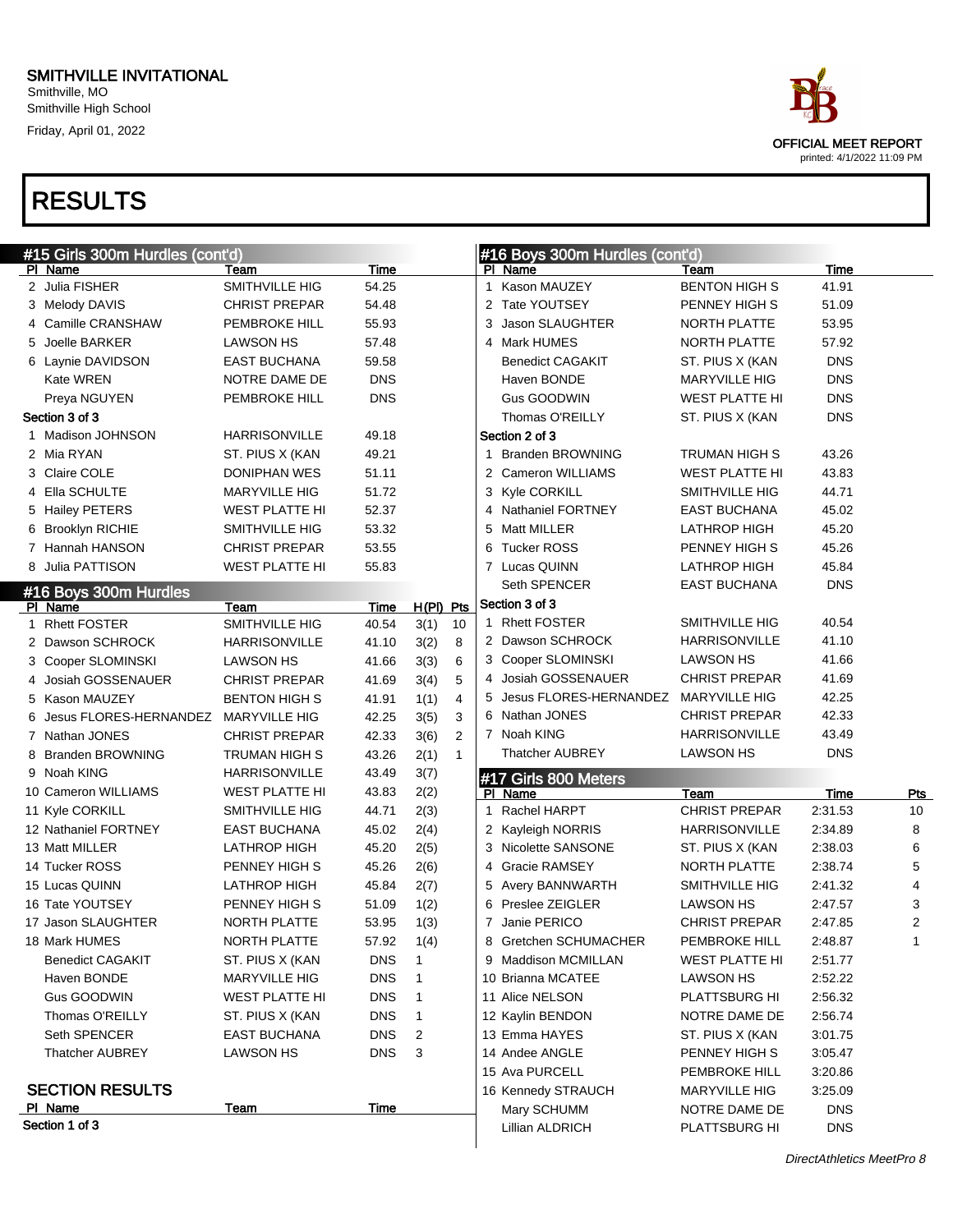SMITHVILLE INVITATIONAL
Smithville, MO
Smithville High School
Friday, April 01, 2022

OFFICIAL MEET REPORT
printed: 4/1/2022 11:09 PM

# RESULTS

## #15 Girls 300m Hurdles (cont'd)

| Pl | Name | Team | Time |
|---|---|---|---|
| 2 | Julia FISHER | SMITHVILLE HIG | 54.25 |
| 3 | Melody DAVIS | CHRIST PREPAR | 54.48 |
| 4 | Camille CRANSHAW | PEMBROKE HILL | 55.93 |
| 5 | Joelle BARKER | LAWSON HS | 57.48 |
| 6 | Laynie DAVIDSON | EAST BUCHANA | 59.58 |
| | Kate WREN | NOTRE DAME DE | DNS |
| | Preya NGUYEN | PEMBROKE HILL | DNS |
| **Section 3 of 3** | | | |
| 1 | Madison JOHNSON | HARRISONVILLE | 49.18 |
| 2 | Mia RYAN | ST. PIUS X (KAN | 49.21 |
| 3 | Claire COLE | DONIPHAN WES | 51.11 |
| 4 | Ella SCHULTE | MARYVILLE HIG | 51.72 |
| 5 | Hailey PETERS | WEST PLATTE HI | 52.37 |
| 6 | Brooklyn RICHIE | SMITHVILLE HIG | 53.32 |
| 7 | Hannah HANSON | CHRIST PREPAR | 53.55 |
| 8 | Julia PATTISON | WEST PLATTE HI | 55.83 |

## #16 Boys 300m Hurdles

| Pl | Name | Team | Time | H(Pl) | Pts |
|---|---|---|---|---|---|
| 1 | Rhett FOSTER | SMITHVILLE HIG | 40.54 | 3(1) | 10 |
| 2 | Dawson SCHROCK | HARRISONVILLE | 41.10 | 3(2) | 8 |
| 3 | Cooper SLOMINSKI | LAWSON HS | 41.66 | 3(3) | 6 |
| 4 | Josiah GOSSENAUER | CHRIST PREPAR | 41.69 | 3(4) | 5 |
| 5 | Kason MAUZEY | BENTON HIGH S | 41.91 | 1(1) | 4 |
| 6 | Jesus FLORES-HERNANDEZ | MARYVILLE HIG | 42.25 | 3(5) | 3 |
| 7 | Nathan JONES | CHRIST PREPAR | 42.33 | 3(6) | 2 |
| 8 | Branden BROWNING | TRUMAN HIGH S | 43.26 | 2(1) | 1 |
| 9 | Noah KING | HARRISONVILLE | 43.49 | 3(7) | |
| 10 | Cameron WILLIAMS | WEST PLATTE HI | 43.83 | 2(2) | |
| 11 | Kyle CORKILL | SMITHVILLE HIG | 44.71 | 2(3) | |
| 12 | Nathaniel FORTNEY | EAST BUCHANA | 45.02 | 2(4) | |
| 13 | Matt MILLER | LATHROP HIGH | 45.20 | 2(5) | |
| 14 | Tucker ROSS | PENNEY HIGH S | 45.26 | 2(6) | |
| 15 | Lucas QUINN | LATHROP HIGH | 45.84 | 2(7) | |
| 16 | Tate YOUTSEY | PENNEY HIGH S | 51.09 | 1(2) | |
| 17 | Jason SLAUGHTER | NORTH PLATTE | 53.95 | 1(3) | |
| 18 | Mark HUMES | NORTH PLATTE | 57.92 | 1(4) | |
| | Benedict CAGAKIT | ST. PIUS X (KAN | DNS | 1 | |
| | Haven BONDE | MARYVILLE HIG | DNS | 1 | |
| | Gus GOODWIN | WEST PLATTE HI | DNS | 1 | |
| | Thomas O'REILLY | ST. PIUS X (KAN | DNS | 1 | |
| | Seth SPENCER | EAST BUCHANA | DNS | 2 | |
| | Thatcher AUBREY | LAWSON HS | DNS | 3 | |

### SECTION RESULTS

| Pl | Name | Team | Time |
|---|---|---|---|
| **Section 1 of 3** | | | |

## #16 Boys 300m Hurdles (cont'd)

| Pl | Name | Team | Time |
|---|---|---|---|
| 1 | Kason MAUZEY | BENTON HIGH S | 41.91 |
| 2 | Tate YOUTSEY | PENNEY HIGH S | 51.09 |
| 3 | Jason SLAUGHTER | NORTH PLATTE | 53.95 |
| 4 | Mark HUMES | NORTH PLATTE | 57.92 |
| | Benedict CAGAKIT | ST. PIUS X (KAN | DNS |
| | Haven BONDE | MARYVILLE HIG | DNS |
| | Gus GOODWIN | WEST PLATTE HI | DNS |
| | Thomas O'REILLY | ST. PIUS X (KAN | DNS |
| **Section 2 of 3** | | | |
| 1 | Branden BROWNING | TRUMAN HIGH S | 43.26 |
| 2 | Cameron WILLIAMS | WEST PLATTE HI | 43.83 |
| 3 | Kyle CORKILL | SMITHVILLE HIG | 44.71 |
| 4 | Nathaniel FORTNEY | EAST BUCHANA | 45.02 |
| 5 | Matt MILLER | LATHROP HIGH | 45.20 |
| 6 | Tucker ROSS | PENNEY HIGH S | 45.26 |
| 7 | Lucas QUINN | LATHROP HIGH | 45.84 |
| | Seth SPENCER | EAST BUCHANA | DNS |
| **Section 3 of 3** | | | |
| 1 | Rhett FOSTER | SMITHVILLE HIG | 40.54 |
| 2 | Dawson SCHROCK | HARRISONVILLE | 41.10 |
| 3 | Cooper SLOMINSKI | LAWSON HS | 41.66 |
| 4 | Josiah GOSSENAUER | CHRIST PREPAR | 41.69 |
| 5 | Jesus FLORES-HERNANDEZ | MARYVILLE HIG | 42.25 |
| 6 | Nathan JONES | CHRIST PREPAR | 42.33 |
| 7 | Noah KING | HARRISONVILLE | 43.49 |
| | Thatcher AUBREY | LAWSON HS | DNS |

## #17 Girls 800 Meters

| Pl | Name | Team | Time | Pts |
|---|---|---|---|---|
| 1 | Rachel HARPT | CHRIST PREPAR | 2:31.53 | 10 |
| 2 | Kayleigh NORRIS | HARRISONVILLE | 2:34.89 | 8 |
| 3 | Nicolette SANSONE | ST. PIUS X (KAN | 2:38.03 | 6 |
| 4 | Gracie RAMSEY | NORTH PLATTE | 2:38.74 | 5 |
| 5 | Avery BANNWARTH | SMITHVILLE HIG | 2:41.32 | 4 |
| 6 | Preslee ZEIGLER | LAWSON HS | 2:47.57 | 3 |
| 7 | Janie PERICO | CHRIST PREPAR | 2:47.85 | 2 |
| 8 | Gretchen SCHUMACHER | PEMBROKE HILL | 2:48.87 | 1 |
| 9 | Maddison MCMILLAN | WEST PLATTE HI | 2:51.77 | |
| 10 | Brianna MCATEE | LAWSON HS | 2:52.22 | |
| 11 | Alice NELSON | PLATTSBURG HI | 2:56.32 | |
| 12 | Kaylin BENDON | NOTRE DAME DE | 2:56.74 | |
| 13 | Emma HAYES | ST. PIUS X (KAN | 3:01.75 | |
| 14 | Andee ANGLE | PENNEY HIGH S | 3:05.47 | |
| 15 | Ava PURCELL | PEMBROKE HILL | 3:20.86 | |
| 16 | Kennedy STRAUCH | MARYVILLE HIG | 3:25.09 | |
| | Mary SCHUMM | NOTRE DAME DE | DNS | |
| | Lillian ALDRICH | PLATTSBURG HI | DNS | |

*DirectAthletics MeetPro 8*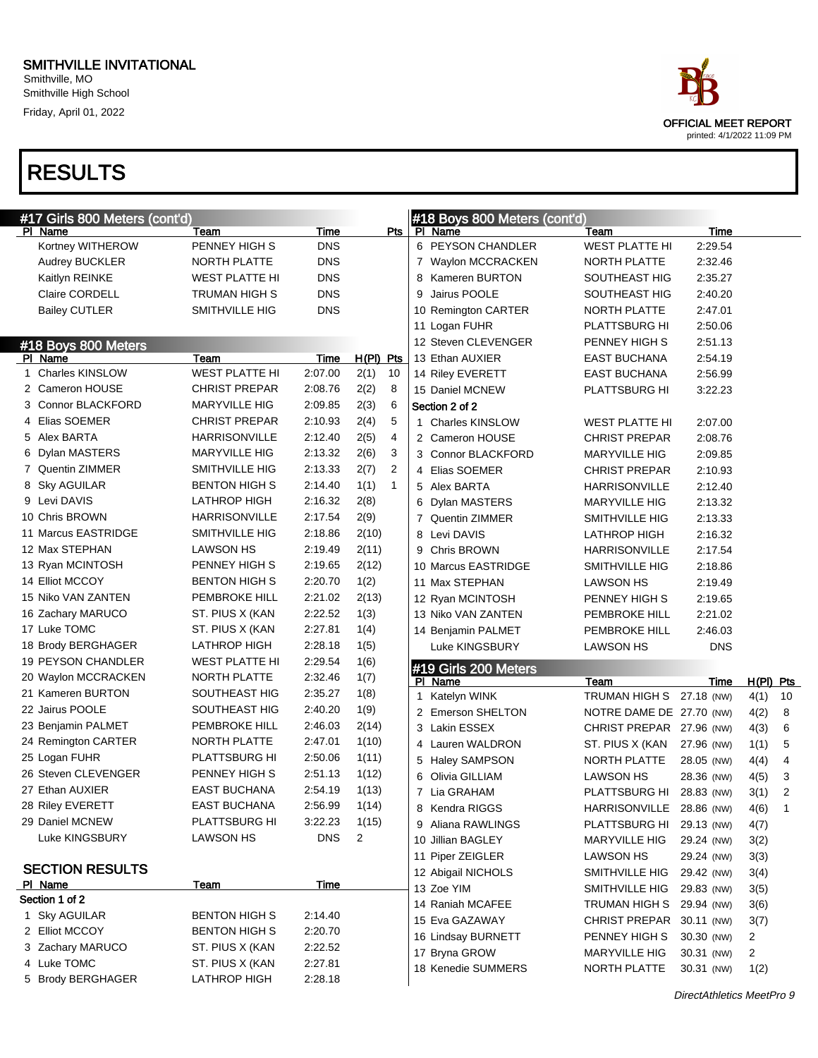SMITHVILLE INVITATIONAL
Smithville, MO
Smithville High School
Friday, April 01, 2022

OFFICIAL MEET REPORT
printed: 4/1/2022 11:09 PM

# RESULTS

## #17 Girls 800 Meters (cont'd)

| Pl | Name | Team | Time | Pts |
|---|---|---|---|---|
| | Kortney WITHEROW | PENNEY HIGH S | DNS | |
| | Audrey BUCKLER | NORTH PLATTE | DNS | |
| | Kaitlyn REINKE | WEST PLATTE HI | DNS | |
| | Claire CORDELL | TRUMAN HIGH S | DNS | |
| | Bailey CUTLER | SMITHVILLE HIG | DNS | |

## #18 Boys 800 Meters

| Pl | Name | Team | Time | H(Pl) | Pts |
|---|---|---|---|---|---|
| 1 | Charles KINSLOW | WEST PLATTE HI | 2:07.00 | 2(1) | 10 |
| 2 | Cameron HOUSE | CHRIST PREPAR | 2:08.76 | 2(2) | 8 |
| 3 | Connor BLACKFORD | MARYVILLE HIG | 2:09.85 | 2(3) | 6 |
| 4 | Elias SOEMER | CHRIST PREPAR | 2:10.93 | 2(4) | 5 |
| 5 | Alex BARTA | HARRISONVILLE | 2:12.40 | 2(5) | 4 |
| 6 | Dylan MASTERS | MARYVILLE HIG | 2:13.32 | 2(6) | 3 |
| 7 | Quentin ZIMMER | SMITHVILLE HIG | 2:13.33 | 2(7) | 2 |
| 8 | Sky AGUILAR | BENTON HIGH S | 2:14.40 | 1(1) | 1 |
| 9 | Levi DAVIS | LATHROP HIGH | 2:16.32 | 2(8) | |
| 10 | Chris BROWN | HARRISONVILLE | 2:17.54 | 2(9) | |
| 11 | Marcus EASTRIDGE | SMITHVILLE HIG | 2:18.86 | 2(10) | |
| 12 | Max STEPHAN | LAWSON HS | 2:19.49 | 2(11) | |
| 13 | Ryan MCINTOSH | PENNEY HIGH S | 2:19.65 | 2(12) | |
| 14 | Elliot MCCOY | BENTON HIGH S | 2:20.70 | 1(2) | |
| 15 | Niko VAN ZANTEN | PEMBROKE HILL | 2:21.02 | 2(13) | |
| 16 | Zachary MARUCO | ST. PIUS X (KAN | 2:22.52 | 1(3) | |
| 17 | Luke TOMC | ST. PIUS X (KAN | 2:27.81 | 1(4) | |
| 18 | Brody BERGHAGER | LATHROP HIGH | 2:28.18 | 1(5) | |
| 19 | PEYSON CHANDLER | WEST PLATTE HI | 2:29.54 | 1(6) | |
| 20 | Waylon MCCRACKEN | NORTH PLATTE | 2:32.46 | 1(7) | |
| 21 | Kameren BURTON | SOUTHEAST HIG | 2:35.27 | 1(8) | |
| 22 | Jairus POOLE | SOUTHEAST HIG | 2:40.20 | 1(9) | |
| 23 | Benjamin PALMET | PEMBROKE HILL | 2:46.03 | 2(14) | |
| 24 | Remington CARTER | NORTH PLATTE | 2:47.01 | 1(10) | |
| 25 | Logan FUHR | PLATTSBURG HI | 2:50.06 | 1(11) | |
| 26 | Steven CLEVENGER | PENNEY HIGH S | 2:51.13 | 1(12) | |
| 27 | Ethan AUXIER | EAST BUCHANA | 2:54.19 | 1(13) | |
| 28 | Riley EVERETT | EAST BUCHANA | 2:56.99 | 1(14) | |
| 29 | Daniel MCNEW | PLATTSBURG HI | 3:22.23 | 1(15) | |
| | Luke KINGSBURY | LAWSON HS | DNS | 2 | |

### SECTION RESULTS

| Pl | Name | Team | Time |
|---|---|---|---|
| **Section 1 of 2** | | | |
| 1 | Sky AGUILAR | BENTON HIGH S | 2:14.40 |
| 2 | Elliot MCCOY | BENTON HIGH S | 2:20.70 |
| 3 | Zachary MARUCO | ST. PIUS X (KAN | 2:22.52 |
| 4 | Luke TOMC | ST. PIUS X (KAN | 2:27.81 |
| 5 | Brody BERGHAGER | LATHROP HIGH | 2:28.18 |
| 6 | PEYSON CHANDLER | WEST PLATTE HI | 2:29.54 |
| 7 | Waylon MCCRACKEN | NORTH PLATTE | 2:32.46 |
| 8 | Kameren BURTON | SOUTHEAST HIG | 2:35.27 |
| 9 | Jairus POOLE | SOUTHEAST HIG | 2:40.20 |
| 10 | Remington CARTER | NORTH PLATTE | 2:47.01 |
| 11 | Logan FUHR | PLATTSBURG HI | 2:50.06 |
| 12 | Steven CLEVENGER | PENNEY HIGH S | 2:51.13 |
| 13 | Ethan AUXIER | EAST BUCHANA | 2:54.19 |
| 14 | Riley EVERETT | EAST BUCHANA | 2:56.99 |
| 15 | Daniel MCNEW | PLATTSBURG HI | 3:22.23 |
| **Section 2 of 2** | | | |
| 1 | Charles KINSLOW | WEST PLATTE HI | 2:07.00 |
| 2 | Cameron HOUSE | CHRIST PREPAR | 2:08.76 |
| 3 | Connor BLACKFORD | MARYVILLE HIG | 2:09.85 |
| 4 | Elias SOEMER | CHRIST PREPAR | 2:10.93 |
| 5 | Alex BARTA | HARRISONVILLE | 2:12.40 |
| 6 | Dylan MASTERS | MARYVILLE HIG | 2:13.32 |
| 7 | Quentin ZIMMER | SMITHVILLE HIG | 2:13.33 |
| 8 | Levi DAVIS | LATHROP HIGH | 2:16.32 |
| 9 | Chris BROWN | HARRISONVILLE | 2:17.54 |
| 10 | Marcus EASTRIDGE | SMITHVILLE HIG | 2:18.86 |
| 11 | Max STEPHAN | LAWSON HS | 2:19.49 |
| 12 | Ryan MCINTOSH | PENNEY HIGH S | 2:19.65 |
| 13 | Niko VAN ZANTEN | PEMBROKE HILL | 2:21.02 |
| 14 | Benjamin PALMET | PEMBROKE HILL | 2:46.03 |
| | Luke KINGSBURY | LAWSON HS | DNS |

## #19 Girls 200 Meters

| Pl | Name | Team | Time | H(Pl) | Pts |
|---|---|---|---|---|---|
| 1 | Katelyn WINK | TRUMAN HIGH S | 27.18 (NW) | 4(1) | 10 |
| 2 | Emerson SHELTON | NOTRE DAME DE | 27.70 (NW) | 4(2) | 8 |
| 3 | Lakin ESSEX | CHRIST PREPAR | 27.96 (NW) | 4(3) | 6 |
| 4 | Lauren WALDRON | ST. PIUS X (KAN | 27.96 (NW) | 1(1) | 5 |
| 5 | Haley SAMPSON | NORTH PLATTE | 28.05 (NW) | 4(4) | 4 |
| 6 | Olivia GILLIAM | LAWSON HS | 28.36 (NW) | 4(5) | 3 |
| 7 | Lia GRAHAM | PLATTSBURG HI | 28.83 (NW) | 3(1) | 2 |
| 8 | Kendra RIGGS | HARRISONVILLE | 28.86 (NW) | 4(6) | 1 |
| 9 | Aliana RAWLINGS | PLATTSBURG HI | 29.13 (NW) | 4(7) | |
| 10 | Jillian BAGLEY | MARYVILLE HIG | 29.24 (NW) | 3(2) | |
| 11 | Piper ZEIGLER | LAWSON HS | 29.24 (NW) | 3(3) | |
| 12 | Abigail NICHOLS | SMITHVILLE HIG | 29.42 (NW) | 3(4) | |
| 13 | Zoe YIM | SMITHVILLE HIG | 29.83 (NW) | 3(5) | |
| 14 | Raniah MCAFEE | TRUMAN HIGH S | 29.94 (NW) | 3(6) | |
| 15 | Eva GAZAWAY | CHRIST PREPAR | 30.11 (NW) | 3(7) | |
| 16 | Lindsay BURNETT | PENNEY HIGH S | 30.30 (NW) | 2 | |
| 17 | Bryna GROW | MARYVILLE HIG | 30.31 (NW) | 2 | |
| 18 | Kenedie SUMMERS | NORTH PLATTE | 30.31 (NW) | 1(2) | |

DirectAthletics MeetPro 9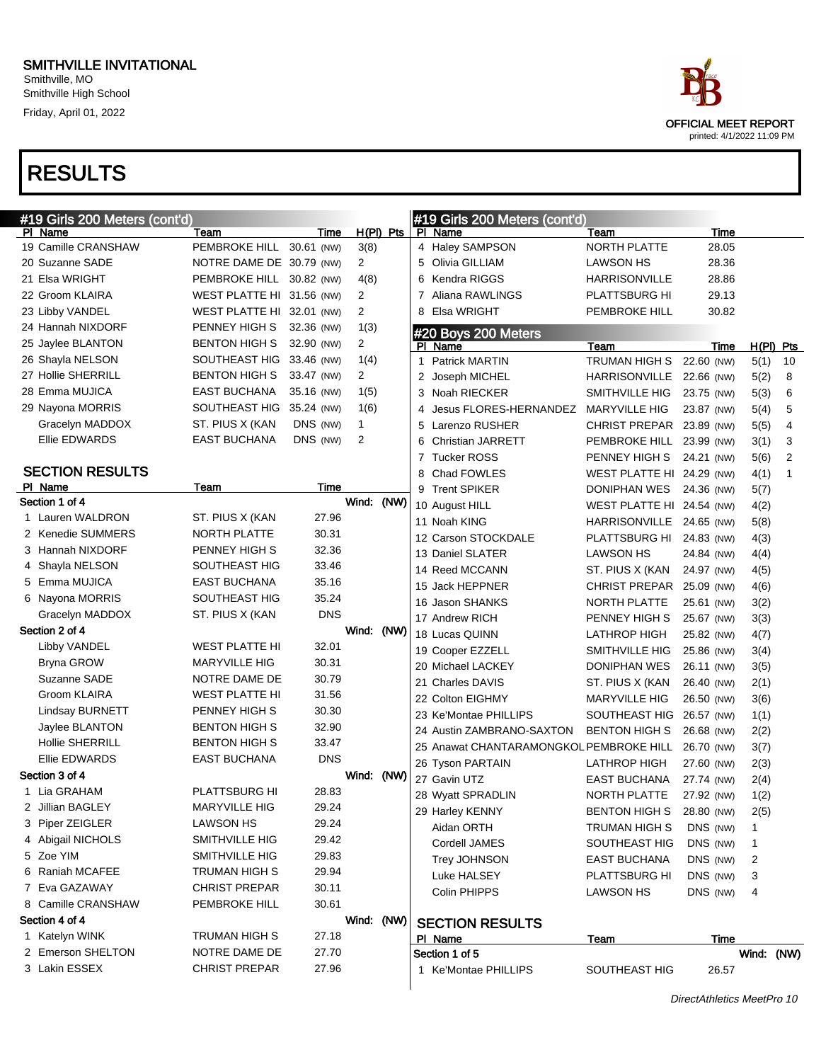# SMITHVILLE INVITATIONAL

Smithville, MO
Smithville High School
Friday, April 01, 2022

OFFICIAL MEET REPORT
printed: 4/1/2022 11:09 PM

# RESULTS

## #19 Girls 200 Meters (cont'd)

| Pl | Name | Team | Time | | H(Pl) | Pts |
|---|---|---|---|---|---|---|
| 19 | Camille CRANSHAW | PEMBROKE HILL | 30.61 | (NW) | 3(8) | |
| 20 | Suzanne SADE | NOTRE DAME DE | 30.79 | (NW) | 2 | |
| 21 | Elsa WRIGHT | PEMBROKE HILL | 30.82 | (NW) | 4(8) | |
| 22 | Groom KLAIRA | WEST PLATTE HI | 31.56 | (NW) | 2 | |
| 23 | Libby VANDEL | WEST PLATTE HI | 32.01 | (NW) | 2 | |
| 24 | Hannah NIXDORF | PENNEY HIGH S | 32.36 | (NW) | 1(3) | |
| 25 | Jaylee BLANTON | BENTON HIGH S | 32.90 | (NW) | 2 | |
| 26 | Shayla NELSON | SOUTHEAST HIG | 33.46 | (NW) | 1(4) | |
| 27 | Hollie SHERRILL | BENTON HIGH S | 33.47 | (NW) | 2 | |
| 28 | Emma MUJICA | EAST BUCHANA | 35.16 | (NW) | 1(5) | |
| 29 | Nayona MORRIS | SOUTHEAST HIG | 35.24 | (NW) | 1(6) | |
| | Gracelyn MADDOX | ST. PIUS X (KAN | DNS | (NW) | 1 | |
| | Ellie EDWARDS | EAST BUCHANA | DNS | (NW) | 2 | |

### SECTION RESULTS

| Pl | Name | Team | Time |
|---|---|---|---|
| **Section 1 of 4** | | | Wind: (NW) |
| 1 | Lauren WALDRON | ST. PIUS X (KAN | 27.96 |
| 2 | Kenedie SUMMERS | NORTH PLATTE | 30.31 |
| 3 | Hannah NIXDORF | PENNEY HIGH S | 32.36 |
| 4 | Shayla NELSON | SOUTHEAST HIG | 33.46 |
| 5 | Emma MUJICA | EAST BUCHANA | 35.16 |
| 6 | Nayona MORRIS | SOUTHEAST HIG | 35.24 |
| | Gracelyn MADDOX | ST. PIUS X (KAN | DNS |
| **Section 2 of 4** | | | Wind: (NW) |
| | Libby VANDEL | WEST PLATTE HI | 32.01 |
| | Bryna GROW | MARYVILLE HIG | 30.31 |
| | Suzanne SADE | NOTRE DAME DE | 30.79 |
| | Groom KLAIRA | WEST PLATTE HI | 31.56 |
| | Lindsay BURNETT | PENNEY HIGH S | 30.30 |
| | Jaylee BLANTON | BENTON HIGH S | 32.90 |
| | Hollie SHERRILL | BENTON HIGH S | 33.47 |
| | Ellie EDWARDS | EAST BUCHANA | DNS |
| **Section 3 of 4** | | | Wind: (NW) |
| 1 | Lia GRAHAM | PLATTSBURG HI | 28.83 |
| 2 | Jillian BAGLEY | MARYVILLE HIG | 29.24 |
| 3 | Piper ZEIGLER | LAWSON HS | 29.24 |
| 4 | Abigail NICHOLS | SMITHVILLE HIG | 29.42 |
| 5 | Zoe YIM | SMITHVILLE HIG | 29.83 |
| 6 | Raniah MCAFEE | TRUMAN HIGH S | 29.94 |
| 7 | Eva GAZAWAY | CHRIST PREPAR | 30.11 |
| 8 | Camille CRANSHAW | PEMBROKE HILL | 30.61 |
| **Section 4 of 4** | | | Wind: (NW) |
| 1 | Katelyn WINK | TRUMAN HIGH S | 27.18 |
| 2 | Emerson SHELTON | NOTRE DAME DE | 27.70 |
| 3 | Lakin ESSEX | CHRIST PREPAR | 27.96 |
| 4 | Haley SAMPSON | NORTH PLATTE | 28.05 |
| 5 | Olivia GILLIAM | LAWSON HS | 28.36 |
| 6 | Kendra RIGGS | HARRISONVILLE | 28.86 |
| 7 | Aliana RAWLINGS | PLATTSBURG HI | 29.13 |
| 8 | Elsa WRIGHT | PEMBROKE HILL | 30.82 |

## #20 Boys 200 Meters

| Pl | Name | Team | Time | | H(Pl) | Pts |
|---|---|---|---|---|---|---|
| 1 | Patrick MARTIN | TRUMAN HIGH S | 22.60 | (NW) | 5(1) | 10 |
| 2 | Joseph MICHEL | HARRISONVILLE | 22.66 | (NW) | 5(2) | 8 |
| 3 | Noah RIECKER | SMITHVILLE HIG | 23.75 | (NW) | 5(3) | 6 |
| 4 | Jesus FLORES-HERNANDEZ | MARYVILLE HIG | 23.87 | (NW) | 5(4) | 5 |
| 5 | Larenzo RUSHER | CHRIST PREPAR | 23.89 | (NW) | 5(5) | 4 |
| 6 | Christian JARRETT | PEMBROKE HILL | 23.99 | (NW) | 3(1) | 3 |
| 7 | Tucker ROSS | PENNEY HIGH S | 24.21 | (NW) | 5(6) | 2 |
| 8 | Chad FOWLES | WEST PLATTE HI | 24.29 | (NW) | 4(1) | 1 |
| 9 | Trent SPIKER | DONIPHAN WES | 24.36 | (NW) | 5(7) | |
| 10 | August HILL | WEST PLATTE HI | 24.54 | (NW) | 4(2) | |
| 11 | Noah KING | HARRISONVILLE | 24.65 | (NW) | 5(8) | |
| 12 | Carson STOCKDALE | PLATTSBURG HI | 24.83 | (NW) | 4(3) | |
| 13 | Daniel SLATER | LAWSON HS | 24.84 | (NW) | 4(4) | |
| 14 | Reed MCCANN | ST. PIUS X (KAN | 24.97 | (NW) | 4(5) | |
| 15 | Jack HEPPNER | CHRIST PREPAR | 25.09 | (NW) | 4(6) | |
| 16 | Jason SHANKS | NORTH PLATTE | 25.61 | (NW) | 3(2) | |
| 17 | Andrew RICH | PENNEY HIGH S | 25.67 | (NW) | 3(3) | |
| 18 | Lucas QUINN | LATHROP HIGH | 25.82 | (NW) | 4(7) | |
| 19 | Cooper EZZELL | SMITHVILLE HIG | 25.86 | (NW) | 3(4) | |
| 20 | Michael LACKEY | DONIPHAN WES | 26.11 | (NW) | 3(5) | |
| 21 | Charles DAVIS | ST. PIUS X (KAN | 26.40 | (NW) | 2(1) | |
| 22 | Colton EIGHMY | MARYVILLE HIG | 26.50 | (NW) | 3(6) | |
| 23 | Ke'Montae PHILLIPS | SOUTHEAST HIG | 26.57 | (NW) | 1(1) | |
| 24 | Austin ZAMBRANO-SAXTON | BENTON HIGH S | 26.68 | (NW) | 2(2) | |
| 25 | Anawat CHANTARAMONGKOL | PEMBROKE HILL | 26.70 | (NW) | 3(7) | |
| 26 | Tyson PARTAIN | LATHROP HIGH | 27.60 | (NW) | 2(3) | |
| 27 | Gavin UTZ | EAST BUCHANA | 27.74 | (NW) | 2(4) | |
| 28 | Wyatt SPRADLIN | NORTH PLATTE | 27.92 | (NW) | 1(2) | |
| 29 | Harley KENNY | BENTON HIGH S | 28.80 | (NW) | 2(5) | |
| | Aidan ORTH | TRUMAN HIGH S | DNS | (NW) | 1 | |
| | Cordell JAMES | SOUTHEAST HIG | DNS | (NW) | 1 | |
| | Trey JOHNSON | EAST BUCHANA | DNS | (NW) | 2 | |
| | Luke HALSEY | PLATTSBURG HI | DNS | (NW) | 3 | |
| | Colin PHIPPS | LAWSON HS | DNS | (NW) | 4 | |

### SECTION RESULTS

| Pl | Name | Team | Time |
|---|---|---|---|
| **Section 1 of 5** | | | Wind: (NW) |
| 1 | Ke'Montae PHILLIPS | SOUTHEAST HIG | 26.57 |

DirectAthletics MeetPro 10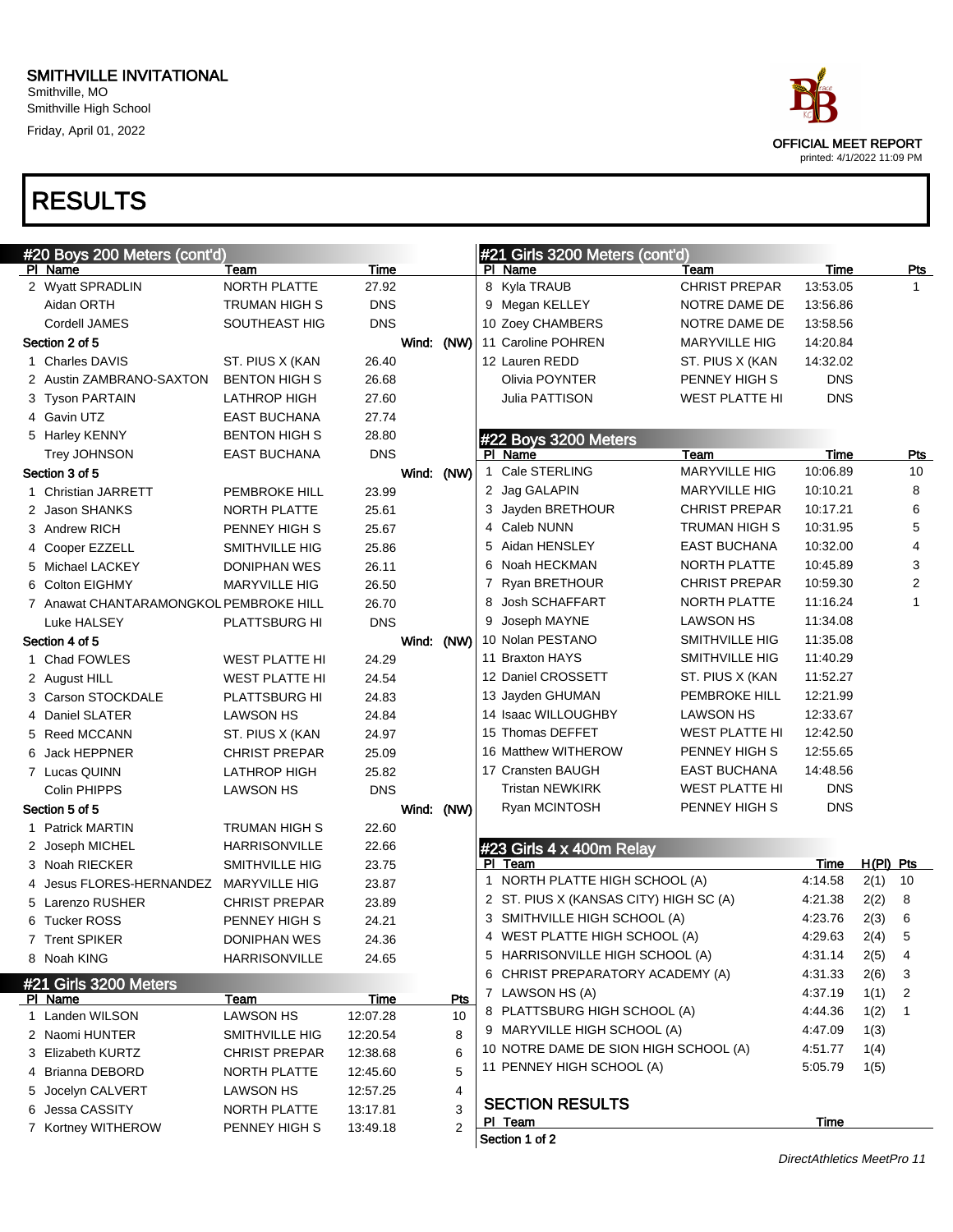# SMITHVILLE INVITATIONAL

Smithville, MO
Smithville High School
Friday, April 01, 2022

OFFICIAL MEET REPORT
printed: 4/1/2022 11:09 PM

# RESULTS

## #20 Boys 200 Meters (cont'd)

| Pl | Name | Team | Time |
|---|---|---|---|
| 2 | Wyatt SPRADLIN | NORTH PLATTE | 27.92 |
| | Aidan ORTH | TRUMAN HIGH S | DNS |
| | Cordell JAMES | SOUTHEAST HIG | DNS |
| **Section 2 of 5** | | | **Wind: (NW)** |
| 1 | Charles DAVIS | ST. PIUS X (KAN | 26.40 |
| 2 | Austin ZAMBRANO-SAXTON | BENTON HIGH S | 26.68 |
| 3 | Tyson PARTAIN | LATHROP HIGH | 27.60 |
| 4 | Gavin UTZ | EAST BUCHANA | 27.74 |
| 5 | Harley KENNY | BENTON HIGH S | 28.80 |
| | Trey JOHNSON | EAST BUCHANA | DNS |
| **Section 3 of 5** | | | **Wind: (NW)** |
| 1 | Christian JARRETT | PEMBROKE HILL | 23.99 |
| 2 | Jason SHANKS | NORTH PLATTE | 25.61 |
| 3 | Andrew RICH | PENNEY HIGH S | 25.67 |
| 4 | Cooper EZZELL | SMITHVILLE HIG | 25.86 |
| 5 | Michael LACKEY | DONIPHAN WES | 26.11 |
| 6 | Colton EIGHMY | MARYVILLE HIG | 26.50 |
| 7 | Anawat CHANTARAMONGKOL | PEMBROKE HILL | 26.70 |
| | Luke HALSEY | PLATTSBURG HI | DNS |
| **Section 4 of 5** | | | **Wind: (NW)** |
| 1 | Chad FOWLES | WEST PLATTE HI | 24.29 |
| 2 | August HILL | WEST PLATTE HI | 24.54 |
| 3 | Carson STOCKDALE | PLATTSBURG HI | 24.83 |
| 4 | Daniel SLATER | LAWSON HS | 24.84 |
| 5 | Reed MCCANN | ST. PIUS X (KAN | 24.97 |
| 6 | Jack HEPPNER | CHRIST PREPAR | 25.09 |
| 7 | Lucas QUINN | LATHROP HIGH | 25.82 |
| | Colin PHIPPS | LAWSON HS | DNS |
| **Section 5 of 5** | | | **Wind: (NW)** |
| 1 | Patrick MARTIN | TRUMAN HIGH S | 22.60 |
| 2 | Joseph MICHEL | HARRISONVILLE | 22.66 |
| 3 | Noah RIECKER | SMITHVILLE HIG | 23.75 |
| 4 | Jesus FLORES-HERNANDEZ | MARYVILLE HIG | 23.87 |
| 5 | Larenzo RUSHER | CHRIST PREPAR | 23.89 |
| 6 | Tucker ROSS | PENNEY HIGH S | 24.21 |
| 7 | Trent SPIKER | DONIPHAN WES | 24.36 |
| 8 | Noah KING | HARRISONVILLE | 24.65 |

## #21 Girls 3200 Meters

| Pl | Name | Team | Time | Pts |
|---|---|---|---|---|
| 1 | Landen WILSON | LAWSON HS | 12:07.28 | 10 |
| 2 | Naomi HUNTER | SMITHVILLE HIG | 12:20.54 | 8 |
| 3 | Elizabeth KURTZ | CHRIST PREPAR | 12:38.68 | 6 |
| 4 | Brianna DEBORD | NORTH PLATTE | 12:45.60 | 5 |
| 5 | Jocelyn CALVERT | LAWSON HS | 12:57.25 | 4 |
| 6 | Jessa CASSITY | NORTH PLATTE | 13:17.81 | 3 |
| 7 | Kortney WITHEROW | PENNEY HIGH S | 13:49.18 | 2 |
| 8 | Kyla TRAUB | CHRIST PREPAR | 13:53.05 | 1 |
| 9 | Megan KELLEY | NOTRE DAME DE | 13:56.86 | |
| 10 | Zoey CHAMBERS | NOTRE DAME DE | 13:58.56 | |
| 11 | Caroline POHREN | MARYVILLE HIG | 14:20.84 | |
| 12 | Lauren REDD | ST. PIUS X (KAN | 14:32.02 | |
| | Olivia POYNTER | PENNEY HIGH S | DNS | |
| | Julia PATTISON | WEST PLATTE HI | DNS | |

## #22 Boys 3200 Meters

| Pl | Name | Team | Time | Pts |
|---|---|---|---|---|
| 1 | Cale STERLING | MARYVILLE HIG | 10:06.89 | 10 |
| 2 | Jag GALAPIN | MARYVILLE HIG | 10:10.21 | 8 |
| 3 | Jayden BRETHOUR | CHRIST PREPAR | 10:17.21 | 6 |
| 4 | Caleb NUNN | TRUMAN HIGH S | 10:31.95 | 5 |
| 5 | Aidan HENSLEY | EAST BUCHANA | 10:32.00 | 4 |
| 6 | Noah HECKMAN | NORTH PLATTE | 10:45.89 | 3 |
| 7 | Ryan BRETHOUR | CHRIST PREPAR | 10:59.30 | 2 |
| 8 | Josh SCHAFFART | NORTH PLATTE | 11:16.24 | 1 |
| 9 | Joseph MAYNE | LAWSON HS | 11:34.08 | |
| 10 | Nolan PESTANO | SMITHVILLE HIG | 11:35.08 | |
| 11 | Braxton HAYS | SMITHVILLE HIG | 11:40.29 | |
| 12 | Daniel CROSSETT | ST. PIUS X (KAN | 11:52.27 | |
| 13 | Jayden GHUMAN | PEMBROKE HILL | 12:21.99 | |
| 14 | Isaac WILLOUGHBY | LAWSON HS | 12:33.67 | |
| 15 | Thomas DEFFET | WEST PLATTE HI | 12:42.50 | |
| 16 | Matthew WITHEROW | PENNEY HIGH S | 12:55.65 | |
| 17 | Cransten BAUGH | EAST BUCHANA | 14:48.56 | |
| | Tristan NEWKIRK | WEST PLATTE HI | DNS | |
| | Ryan MCINTOSH | PENNEY HIGH S | DNS | |

## #23 Girls 4 x 400m Relay

| Pl | Team | Time | H(Pl) | Pts |
|---|---|---|---|---|
| 1 | NORTH PLATTE HIGH SCHOOL (A) | 4:14.58 | 2(1) | 10 |
| 2 | ST. PIUS X (KANSAS CITY) HIGH SC (A) | 4:21.38 | 2(2) | 8 |
| 3 | SMITHVILLE HIGH SCHOOL (A) | 4:23.76 | 2(3) | 6 |
| 4 | WEST PLATTE HIGH SCHOOL (A) | 4:29.63 | 2(4) | 5 |
| 5 | HARRISONVILLE HIGH SCHOOL (A) | 4:31.14 | 2(5) | 4 |
| 6 | CHRIST PREPARATORY ACADEMY (A) | 4:31.33 | 2(6) | 3 |
| 7 | LAWSON HS (A) | 4:37.19 | 1(1) | 2 |
| 8 | PLATTSBURG HIGH SCHOOL (A) | 4:44.36 | 1(2) | 1 |
| 9 | MARYVILLE HIGH SCHOOL (A) | 4:47.09 | 1(3) | |
| 10 | NOTRE DAME DE SION HIGH SCHOOL (A) | 4:51.77 | 1(4) | |
| 11 | PENNEY HIGH SCHOOL (A) | 5:05.79 | 1(5) | |

### SECTION RESULTS

| Pl | Team | Time |
|---|---|---|
| **Section 1 of 2** | | |

DirectAthletics MeetPro 11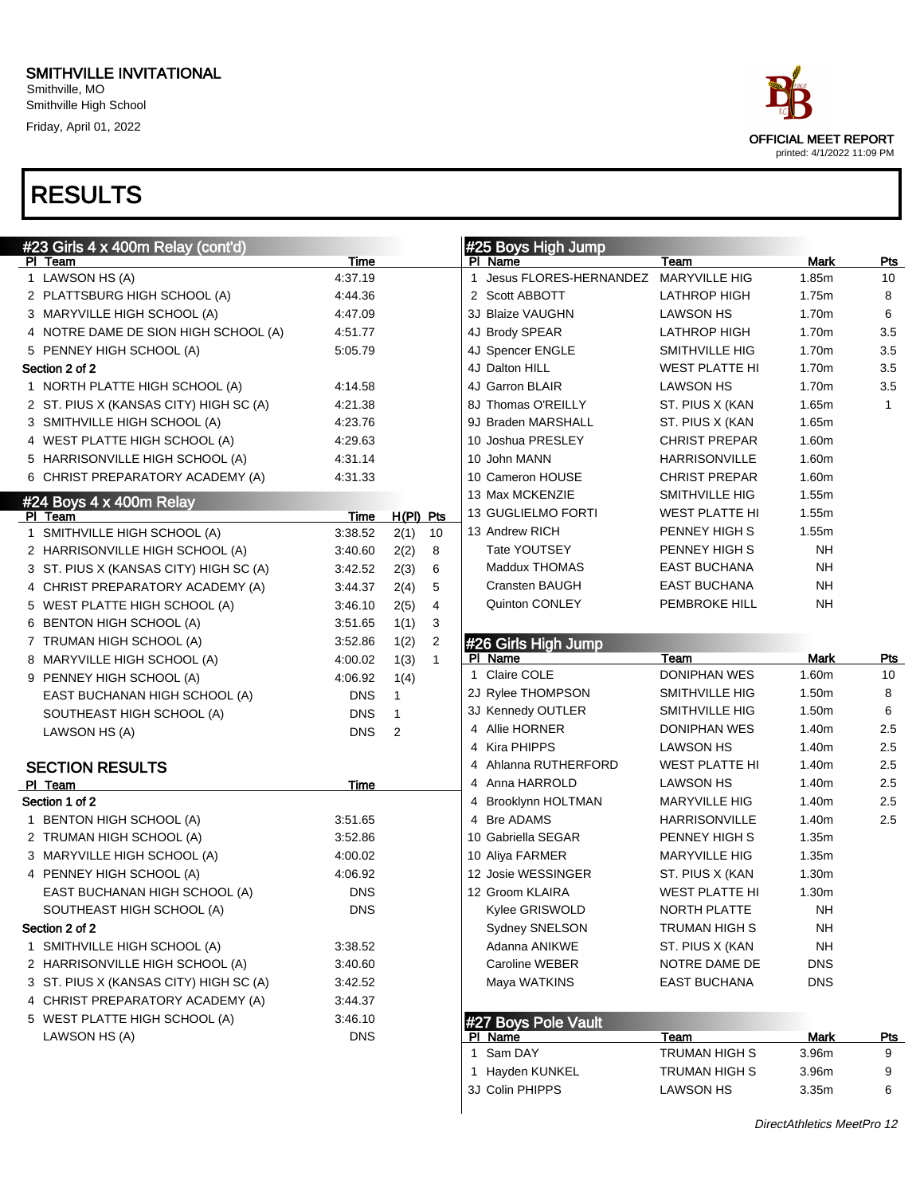# SMITHVILLE INVITATIONAL

Smithville, MO
Smithville High School
Friday, April 01, 2022

OFFICIAL MEET REPORT
printed: 4/1/2022 11:09 PM

# RESULTS

## #23 Girls 4 x 400m Relay (cont'd)

| Pl | Team | Time |
|---|---|---|
| 1 | LAWSON HS (A) | 4:37.19 |
| 2 | PLATTSBURG HIGH SCHOOL (A) | 4:44.36 |
| 3 | MARYVILLE HIGH SCHOOL (A) | 4:47.09 |
| 4 | NOTRE DAME DE SION HIGH SCHOOL (A) | 4:51.77 |
| 5 | PENNEY HIGH SCHOOL (A) | 5:05.79 |
| **Section 2 of 2** | | |
| 1 | NORTH PLATTE HIGH SCHOOL (A) | 4:14.58 |
| 2 | ST. PIUS X (KANSAS CITY) HIGH SC (A) | 4:21.38 |
| 3 | SMITHVILLE HIGH SCHOOL (A) | 4:23.76 |
| 4 | WEST PLATTE HIGH SCHOOL (A) | 4:29.63 |
| 5 | HARRISONVILLE HIGH SCHOOL (A) | 4:31.14 |
| 6 | CHRIST PREPARATORY ACADEMY (A) | 4:31.33 |

## #24 Boys 4 x 400m Relay

| Pl | Team | Time | H(Pl) | Pts |
|---|---|---|---|---|
| 1 | SMITHVILLE HIGH SCHOOL (A) | 3:38.52 | 2(1) | 10 |
| 2 | HARRISONVILLE HIGH SCHOOL (A) | 3:40.60 | 2(2) | 8 |
| 3 | ST. PIUS X (KANSAS CITY) HIGH SC (A) | 3:42.52 | 2(3) | 6 |
| 4 | CHRIST PREPARATORY ACADEMY (A) | 3:44.37 | 2(4) | 5 |
| 5 | WEST PLATTE HIGH SCHOOL (A) | 3:46.10 | 2(5) | 4 |
| 6 | BENTON HIGH SCHOOL (A) | 3:51.65 | 1(1) | 3 |
| 7 | TRUMAN HIGH SCHOOL (A) | 3:52.86 | 1(2) | 2 |
| 8 | MARYVILLE HIGH SCHOOL (A) | 4:00.02 | 1(3) | 1 |
| 9 | PENNEY HIGH SCHOOL (A) | 4:06.92 | 1(4) | |
| | EAST BUCHANAN HIGH SCHOOL (A) | DNS | 1 | |
| | SOUTHEAST HIGH SCHOOL (A) | DNS | 1 | |
| | LAWSON HS (A) | DNS | 2 | |

### SECTION RESULTS

| Pl | Team | Time |
|---|---|---|
| **Section 1 of 2** | | |
| 1 | BENTON HIGH SCHOOL (A) | 3:51.65 |
| 2 | TRUMAN HIGH SCHOOL (A) | 3:52.86 |
| 3 | MARYVILLE HIGH SCHOOL (A) | 4:00.02 |
| 4 | PENNEY HIGH SCHOOL (A) | 4:06.92 |
| | EAST BUCHANAN HIGH SCHOOL (A) | DNS |
| | SOUTHEAST HIGH SCHOOL (A) | DNS |
| **Section 2 of 2** | | |
| 1 | SMITHVILLE HIGH SCHOOL (A) | 3:38.52 |
| 2 | HARRISONVILLE HIGH SCHOOL (A) | 3:40.60 |
| 3 | ST. PIUS X (KANSAS CITY) HIGH SC (A) | 3:42.52 |
| 4 | CHRIST PREPARATORY ACADEMY (A) | 3:44.37 |
| 5 | WEST PLATTE HIGH SCHOOL (A) | 3:46.10 |
| | LAWSON HS (A) | DNS |

## #25 Boys High Jump

| Pl | Name | Team | Mark | Pts |
|---|---|---|---|---|
| 1 | Jesus FLORES-HERNANDEZ | MARYVILLE HIG | 1.85m | 10 |
| 2 | Scott ABBOTT | LATHROP HIGH | 1.75m | 8 |
| 3J | Blaize VAUGHN | LAWSON HS | 1.70m | 6 |
| 4J | Brody SPEAR | LATHROP HIGH | 1.70m | 3.5 |
| 4J | Spencer ENGLE | SMITHVILLE HIG | 1.70m | 3.5 |
| 4J | Dalton HILL | WEST PLATTE HI | 1.70m | 3.5 |
| 4J | Garron BLAIR | LAWSON HS | 1.70m | 3.5 |
| 8J | Thomas O'REILLY | ST. PIUS X (KAN | 1.65m | 1 |
| 9J | Braden MARSHALL | ST. PIUS X (KAN | 1.65m | |
| 10 | Joshua PRESLEY | CHRIST PREPAR | 1.60m | |
| 10 | John MANN | HARRISONVILLE | 1.60m | |
| 10 | Cameron HOUSE | CHRIST PREPAR | 1.60m | |
| 13 | Max MCKENZIE | SMITHVILLE HIG | 1.55m | |
| 13 | GUGLIELMO FORTI | WEST PLATTE HI | 1.55m | |
| 13 | Andrew RICH | PENNEY HIGH S | 1.55m | |
| | Tate YOUTSEY | PENNEY HIGH S | NH | |
| | Maddux THOMAS | EAST BUCHANA | NH | |
| | Cransten BAUGH | EAST BUCHANA | NH | |
| | Quinton CONLEY | PEMBROKE HILL | NH | |

## #26 Girls High Jump

| Pl | Name | Team | Mark | Pts |
|---|---|---|---|---|
| 1 | Claire COLE | DONIPHAN WES | 1.60m | 10 |
| 2J | Rylee THOMPSON | SMITHVILLE HIG | 1.50m | 8 |
| 3J | Kennedy OUTLER | SMITHVILLE HIG | 1.50m | 6 |
| 4 | Allie HORNER | DONIPHAN WES | 1.40m | 2.5 |
| 4 | Kira PHIPPS | LAWSON HS | 1.40m | 2.5 |
| 4 | Ahlanna RUTHERFORD | WEST PLATTE HI | 1.40m | 2.5 |
| 4 | Anna HARROLD | LAWSON HS | 1.40m | 2.5 |
| 4 | Brooklynn HOLTMAN | MARYVILLE HIG | 1.40m | 2.5 |
| 4 | Bre ADAMS | HARRISONVILLE | 1.40m | 2.5 |
| 10 | Gabriella SEGAR | PENNEY HIGH S | 1.35m | |
| 10 | Aliya FARMER | MARYVILLE HIG | 1.35m | |
| 12 | Josie WESSINGER | ST. PIUS X (KAN | 1.30m | |
| 12 | Groom KLAIRA | WEST PLATTE HI | 1.30m | |
| | Kylee GRISWOLD | NORTH PLATTE | NH | |
| | Sydney SNELSON | TRUMAN HIGH S | NH | |
| | Adanna ANIKWE | ST. PIUS X (KAN | NH | |
| | Caroline WEBER | NOTRE DAME DE | DNS | |
| | Maya WATKINS | EAST BUCHANA | DNS | |

## #27 Boys Pole Vault

| Pl | Name | Team | Mark | Pts |
|---|---|---|---|---|
| 1 | Sam DAY | TRUMAN HIGH S | 3.96m | 9 |
| 1 | Hayden KUNKEL | TRUMAN HIGH S | 3.96m | 9 |
| 3J | Colin PHIPPS | LAWSON HS | 3.35m | 6 |

*DirectAthletics MeetPro 12*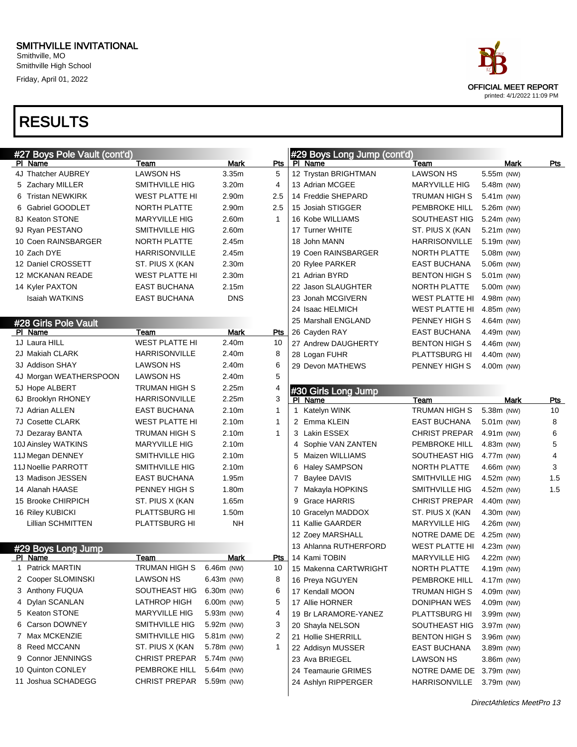SMITHVILLE INVITATIONAL
Smithville, MO
Smithville High School
Friday, April 01, 2022

OFFICIAL MEET REPORT
printed: 4/1/2022 11:09 PM

# RESULTS

## #27 Boys Pole Vault (cont'd)

| Pl | Name | Team | Mark | Pts |
|---|---|---|---|---|
| 4J | Thatcher AUBREY | LAWSON HS | 3.35m | 5 |
| 5 | Zachary MILLER | SMITHVILLE HIG | 3.20m | 4 |
| 6 | Tristan NEWKIRK | WEST PLATTE HI | 2.90m | 2.5 |
| 6 | Gabriel GOODLET | NORTH PLATTE | 2.90m | 2.5 |
| 8J | Keaton STONE | MARYVILLE HIG | 2.60m | 1 |
| 9J | Ryan PESTANO | SMITHVILLE HIG | 2.60m | |
| 10 | Coen RAINSBARGER | NORTH PLATTE | 2.45m | |
| 10 | Zach DYE | HARRISONVILLE | 2.45m | |
| 12 | Daniel CROSSETT | ST. PIUS X (KAN | 2.30m | |
| 12 | MCKANAN READE | WEST PLATTE HI | 2.30m | |
| 14 | Kyler PAXTON | EAST BUCHANA | 2.15m | |
| | Isaiah WATKINS | EAST BUCHANA | DNS | |

## #28 Girls Pole Vault

| Pl | Name | Team | Mark | Pts |
|---|---|---|---|---|
| 1J | Laura HILL | WEST PLATTE HI | 2.40m | 10 |
| 2J | Makiah CLARK | HARRISONVILLE | 2.40m | 8 |
| 3J | Addison SHAY | LAWSON HS | 2.40m | 6 |
| 4J | Morgan WEATHERSPOON | LAWSON HS | 2.40m | 5 |
| 5J | Hope ALBERT | TRUMAN HIGH S | 2.25m | 4 |
| 6J | Brooklyn RHONEY | HARRISONVILLE | 2.25m | 3 |
| 7J | Adrian ALLEN | EAST BUCHANA | 2.10m | 1 |
| 7J | Cosette CLARK | WEST PLATTE HI | 2.10m | 1 |
| 7J | Dezaray BANTA | TRUMAN HIGH S | 2.10m | 1 |
| 10J | Ainsley WATKINS | MARYVILLE HIG | 2.10m | |
| 11J | Megan DENNEY | SMITHVILLE HIG | 2.10m | |
| 11J | Noellie PARROTT | SMITHVILLE HIG | 2.10m | |
| 13 | Madison JESSEN | EAST BUCHANA | 1.95m | |
| 14 | Alanah HAASE | PENNEY HIGH S | 1.80m | |
| 15 | Brooke CHIRPICH | ST. PIUS X (KAN | 1.65m | |
| 16 | Riley KUBICKI | PLATTSBURG HI | 1.50m | |
| | Lillian SCHMITTEN | PLATTSBURG HI | NH | |

## #29 Boys Long Jump

| Pl | Name | Team | Mark | Pts |
|---|---|---|---|---|
| 1 | Patrick MARTIN | TRUMAN HIGH S | 6.46m (NW) | 10 |
| 2 | Cooper SLOMINSKI | LAWSON HS | 6.43m (NW) | 8 |
| 3 | Anthony FUQUA | SOUTHEAST HIG | 6.30m (NW) | 6 |
| 4 | Dylan SCANLAN | LATHROP HIGH | 6.00m (NW) | 5 |
| 5 | Keaton STONE | MARYVILLE HIG | 5.93m (NW) | 4 |
| 6 | Carson DOWNEY | SMITHVILLE HIG | 5.92m (NW) | 3 |
| 7 | Max MCKENZIE | SMITHVILLE HIG | 5.81m (NW) | 2 |
| 8 | Reed MCCANN | ST. PIUS X (KAN | 5.78m (NW) | 1 |
| 9 | Connor JENNINGS | CHRIST PREPAR | 5.74m (NW) | |
| 10 | Quinton CONLEY | PEMBROKE HILL | 5.64m (NW) | |
| 11 | Joshua SCHADEGG | CHRIST PREPAR | 5.59m (NW) | |
| 12 | Trystan BRIGHTMAN | LAWSON HS | 5.55m (NW) | |
| 13 | Adrian MCGEE | MARYVILLE HIG | 5.48m (NW) | |
| 14 | Freddie SHEPARD | TRUMAN HIGH S | 5.41m (NW) | |
| 15 | Josiah STIGGER | PEMBROKE HILL | 5.26m (NW) | |
| 16 | Kobe WILLIAMS | SOUTHEAST HIG | 5.24m (NW) | |
| 17 | Turner WHITE | ST. PIUS X (KAN | 5.21m (NW) | |
| 18 | John MANN | HARRISONVILLE | 5.19m (NW) | |
| 19 | Coen RAINSBARGER | NORTH PLATTE | 5.08m (NW) | |
| 20 | Rylee PARKER | EAST BUCHANA | 5.06m (NW) | |
| 21 | Adrian BYRD | BENTON HIGH S | 5.01m (NW) | |
| 22 | Jason SLAUGHTER | NORTH PLATTE | 5.00m (NW) | |
| 23 | Jonah MCGIVERN | WEST PLATTE HI | 4.98m (NW) | |
| 24 | Isaac HELMICH | WEST PLATTE HI | 4.85m (NW) | |
| 25 | Marshall ENGLAND | PENNEY HIGH S | 4.64m (NW) | |
| 26 | Cayden RAY | EAST BUCHANA | 4.49m (NW) | |
| 27 | Andrew DAUGHERTY | BENTON HIGH S | 4.46m (NW) | |
| 28 | Logan FUHR | PLATTSBURG HI | 4.40m (NW) | |
| 29 | Devon MATHEWS | PENNEY HIGH S | 4.00m (NW) | |

## #30 Girls Long Jump

| Pl | Name | Team | Mark | Pts |
|---|---|---|---|---|
| 1 | Katelyn WINK | TRUMAN HIGH S | 5.38m (NW) | 10 |
| 2 | Emma KLEIN | EAST BUCHANA | 5.01m (NW) | 8 |
| 3 | Lakin ESSEX | CHRIST PREPAR | 4.91m (NW) | 6 |
| 4 | Sophie VAN ZANTEN | PEMBROKE HILL | 4.83m (NW) | 5 |
| 5 | Maizen WILLIAMS | SOUTHEAST HIG | 4.77m (NW) | 4 |
| 6 | Haley SAMPSON | NORTH PLATTE | 4.66m (NW) | 3 |
| 7 | Baylee DAVIS | SMITHVILLE HIG | 4.52m (NW) | 1.5 |
| 7 | Makayla HOPKINS | SMITHVILLE HIG | 4.52m (NW) | 1.5 |
| 9 | Grace HARRIS | CHRIST PREPAR | 4.40m (NW) | |
| 10 | Gracelyn MADDOX | ST. PIUS X (KAN | 4.30m (NW) | |
| 11 | Kallie GAARDER | MARYVILLE HIG | 4.26m (NW) | |
| 12 | Zoey MARSHALL | NOTRE DAME DE | 4.25m (NW) | |
| 13 | Ahlanna RUTHERFORD | WEST PLATTE HI | 4.23m (NW) | |
| 14 | Kami TOBIN | MARYVILLE HIG | 4.22m (NW) | |
| 15 | Makenna CARTWRIGHT | NORTH PLATTE | 4.19m (NW) | |
| 16 | Preya NGUYEN | PEMBROKE HILL | 4.17m (NW) | |
| 17 | Kendall MOON | TRUMAN HIGH S | 4.09m (NW) | |
| 17 | Allie HORNER | DONIPHAN WES | 4.09m (NW) | |
| 19 | Br LARAMORE-YANEZ | PLATTSBURG HI | 3.99m (NW) | |
| 20 | Shayla NELSON | SOUTHEAST HIG | 3.97m (NW) | |
| 21 | Hollie SHERRILL | BENTON HIGH S | 3.96m (NW) | |
| 22 | Addisyn MUSSER | EAST BUCHANA | 3.89m (NW) | |
| 23 | Ava BRIEGEL | LAWSON HS | 3.86m (NW) | |
| 24 | Teamaurie GRIMES | NOTRE DAME DE | 3.79m (NW) | |
| 24 | Ashlyn RIPPERGER | HARRISONVILLE | 3.79m (NW) | |

*DirectAthletics MeetPro 13*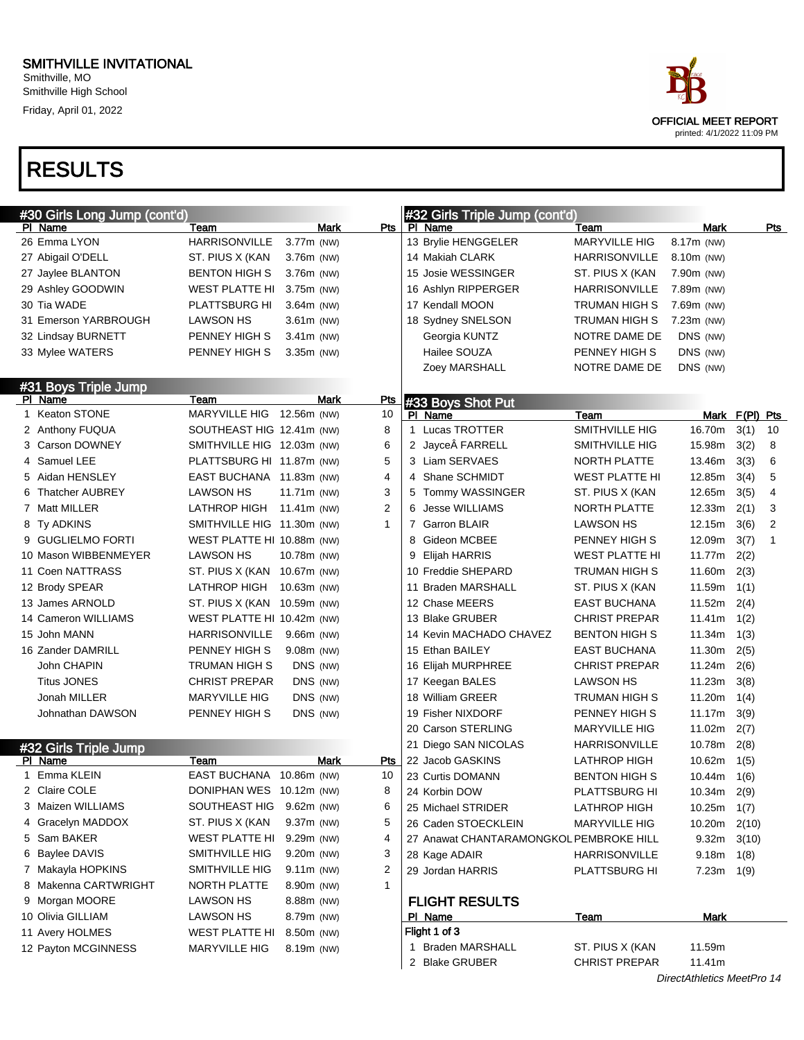# SMITHVILLE INVITATIONAL

Smithville, MO
Smithville High School
Friday, April 01, 2022

OFFICIAL MEET REPORT
printed: 4/1/2022 11:09 PM

# RESULTS

## #30 Girls Long Jump (cont'd)

| Pl | Name | Team | Mark | Pts |
|---|---|---|---|---|
| 26 | Emma LYON | HARRISONVILLE | 3.77m (NW) | |
| 27 | Abigail O'DELL | ST. PIUS X (KAN | 3.76m (NW) | |
| 27 | Jaylee BLANTON | BENTON HIGH S | 3.76m (NW) | |
| 29 | Ashley GOODWIN | WEST PLATTE HI | 3.75m (NW) | |
| 30 | Tia WADE | PLATTSBURG HI | 3.64m (NW) | |
| 31 | Emerson YARBROUGH | LAWSON HS | 3.61m (NW) | |
| 32 | Lindsay BURNETT | PENNEY HIGH S | 3.41m (NW) | |
| 33 | Mylee WATERS | PENNEY HIGH S | 3.35m (NW) | |

## #31 Boys Triple Jump

| Pl | Name | Team | Mark | Pts |
|---|---|---|---|---|
| 1 | Keaton STONE | MARYVILLE HIG | 12.56m (NW) | 10 |
| 2 | Anthony FUQUA | SOUTHEAST HIG | 12.41m (NW) | 8 |
| 3 | Carson DOWNEY | SMITHVILLE HIG | 12.03m (NW) | 6 |
| 4 | Samuel LEE | PLATTSBURG HI | 11.87m (NW) | 5 |
| 5 | Aidan HENSLEY | EAST BUCHANA | 11.83m (NW) | 4 |
| 6 | Thatcher AUBREY | LAWSON HS | 11.71m (NW) | 3 |
| 7 | Matt MILLER | LATHROP HIGH | 11.41m (NW) | 2 |
| 8 | Ty ADKINS | SMITHVILLE HIG | 11.30m (NW) | 1 |
| 9 | GUGLIELMO FORTI | WEST PLATTE HI | 10.88m (NW) | |
| 10 | Mason WIBBENMEYER | LAWSON HS | 10.78m (NW) | |
| 11 | Coen NATTRASS | ST. PIUS X (KAN | 10.67m (NW) | |
| 12 | Brody SPEAR | LATHROP HIGH | 10.63m (NW) | |
| 13 | James ARNOLD | ST. PIUS X (KAN | 10.59m (NW) | |
| 14 | Cameron WILLIAMS | WEST PLATTE HI | 10.42m (NW) | |
| 15 | John MANN | HARRISONVILLE | 9.66m (NW) | |
| 16 | Zander DAMRILL | PENNEY HIGH S | 9.08m (NW) | |
| | John CHAPIN | TRUMAN HIGH S | DNS (NW) | |
| | Titus JONES | CHRIST PREPAR | DNS (NW) | |
| | Jonah MILLER | MARYVILLE HIG | DNS (NW) | |
| | Johnathan DAWSON | PENNEY HIGH S | DNS (NW) | |

## #32 Girls Triple Jump

| Pl | Name | Team | Mark | Pts |
|---|---|---|---|---|
| 1 | Emma KLEIN | EAST BUCHANA | 10.86m (NW) | 10 |
| 2 | Claire COLE | DONIPHAN WES | 10.12m (NW) | 8 |
| 3 | Maizen WILLIAMS | SOUTHEAST HIG | 9.62m (NW) | 6 |
| 4 | Gracelyn MADDOX | ST. PIUS X (KAN | 9.37m (NW) | 5 |
| 5 | Sam BAKER | WEST PLATTE HI | 9.29m (NW) | 4 |
| 6 | Baylee DAVIS | SMITHVILLE HIG | 9.20m (NW) | 3 |
| 7 | Makayla HOPKINS | SMITHVILLE HIG | 9.11m (NW) | 2 |
| 8 | Makenna CARTWRIGHT | NORTH PLATTE | 8.90m (NW) | 1 |
| 9 | Morgan MOORE | LAWSON HS | 8.88m (NW) | |
| 10 | Olivia GILLIAM | LAWSON HS | 8.79m (NW) | |
| 11 | Avery HOLMES | WEST PLATTE HI | 8.50m (NW) | |
| 12 | Payton MCGINNESS | MARYVILLE HIG | 8.19m (NW) | |

## #32 Girls Triple Jump (cont'd)

| Pl | Name | Team | Mark | Pts |
|---|---|---|---|---|
| 13 | Brylie HENGGELER | MARYVILLE HIG | 8.17m (NW) | |
| 14 | Makiah CLARK | HARRISONVILLE | 8.10m (NW) | |
| 15 | Josie WESSINGER | ST. PIUS X (KAN | 7.90m (NW) | |
| 16 | Ashlyn RIPPERGER | HARRISONVILLE | 7.89m (NW) | |
| 17 | Kendall MOON | TRUMAN HIGH S | 7.69m (NW) | |
| 18 | Sydney SNELSON | TRUMAN HIGH S | 7.23m (NW) | |
| | Georgia KUNTZ | NOTRE DAME DE | DNS (NW) | |
| | Hailee SOUZA | PENNEY HIGH S | DNS (NW) | |
| | Zoey MARSHALL | NOTRE DAME DE | DNS (NW) | |

## #33 Boys Shot Put

| Pl | Name | Team | Mark | F(Pl) | Pts |
|---|---|---|---|---|---|
| 1 | Lucas TROTTER | SMITHVILLE HIG | 16.70m | 3(1) | 10 |
| 2 | JayceÂ FARRELL | SMITHVILLE HIG | 15.98m | 3(2) | 8 |
| 3 | Liam SERVAES | NORTH PLATTE | 13.46m | 3(3) | 6 |
| 4 | Shane SCHMIDT | WEST PLATTE HI | 12.85m | 3(4) | 5 |
| 5 | Tommy WASSINGER | ST. PIUS X (KAN | 12.65m | 3(5) | 4 |
| 6 | Jesse WILLIAMS | NORTH PLATTE | 12.33m | 2(1) | 3 |
| 7 | Garron BLAIR | LAWSON HS | 12.15m | 3(6) | 2 |
| 8 | Gideon MCBEE | PENNEY HIGH S | 12.09m | 3(7) | 1 |
| 9 | Elijah HARRIS | WEST PLATTE HI | 11.77m | 2(2) | |
| 10 | Freddie SHEPARD | TRUMAN HIGH S | 11.60m | 2(3) | |
| 11 | Braden MARSHALL | ST. PIUS X (KAN | 11.59m | 1(1) | |
| 12 | Chase MEERS | EAST BUCHANA | 11.52m | 2(4) | |
| 13 | Blake GRUBER | CHRIST PREPAR | 11.41m | 1(2) | |
| 14 | Kevin MACHADO CHAVEZ | BENTON HIGH S | 11.34m | 1(3) | |
| 15 | Ethan BAILEY | EAST BUCHANA | 11.30m | 2(5) | |
| 16 | Elijah MURPHREE | CHRIST PREPAR | 11.24m | 2(6) | |
| 17 | Keegan BALES | LAWSON HS | 11.23m | 3(8) | |
| 18 | William GREER | TRUMAN HIGH S | 11.20m | 1(4) | |
| 19 | Fisher NIXDORF | PENNEY HIGH S | 11.17m | 3(9) | |
| 20 | Carson STERLING | MARYVILLE HIG | 11.02m | 2(7) | |
| 21 | Diego SAN NICOLAS | HARRISONVILLE | 10.78m | 2(8) | |
| 22 | Jacob GASKINS | LATHROP HIGH | 10.62m | 1(5) | |
| 23 | Curtis DOMANN | BENTON HIGH S | 10.44m | 1(6) | |
| 24 | Korbin DOW | PLATTSBURG HI | 10.34m | 2(9) | |
| 25 | Michael STRIDER | LATHROP HIGH | 10.25m | 1(7) | |
| 26 | Caden STOECKLEIN | MARYVILLE HIG | 10.20m | 2(10) | |
| 27 | Anawat CHANTARAMONGKOL | PEMBROKE HILL | 9.32m | 3(10) | |
| 28 | Kage ADAIR | HARRISONVILLE | 9.18m | 1(8) | |
| 29 | Jordan HARRIS | PLATTSBURG HI | 7.23m | 1(9) | |

### FLIGHT RESULTS

| Pl | Name | Team | Mark |
|---|---|---|---|
| **Flight 1 of 3** | | | |
| 1 | Braden MARSHALL | ST. PIUS X (KAN | 11.59m |
| 2 | Blake GRUBER | CHRIST PREPAR | 11.41m |

*DirectAthletics MeetPro 14*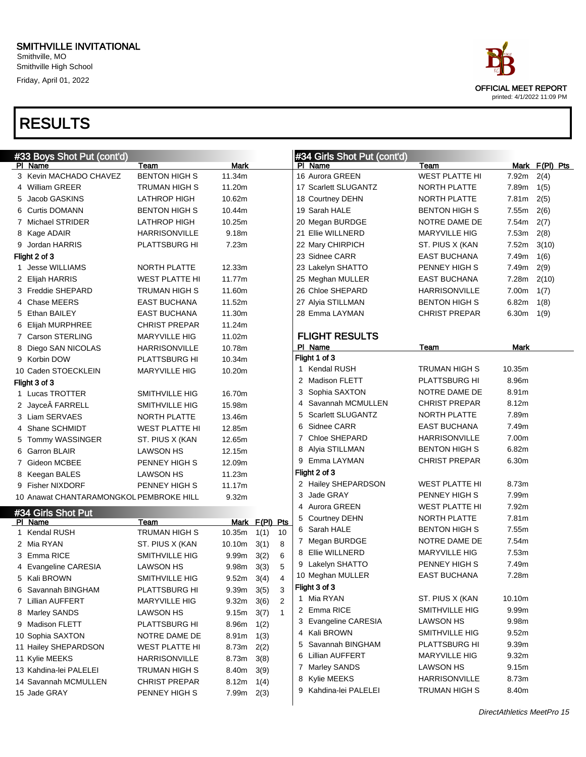SMITHVILLE INVITATIONAL
Smithville, MO
Smithville High School
Friday, April 01, 2022

OFFICIAL MEET REPORT
printed: 4/1/2022 11:09 PM

# RESULTS

## #33 Boys Shot Put (cont'd)

| Pl | Name | Team | Mark |
|---|---|---|---|
| 3 | Kevin MACHADO CHAVEZ | BENTON HIGH S | 11.34m |
| 4 | William GREER | TRUMAN HIGH S | 11.20m |
| 5 | Jacob GASKINS | LATHROP HIGH | 10.62m |
| 6 | Curtis DOMANN | BENTON HIGH S | 10.44m |
| 7 | Michael STRIDER | LATHROP HIGH | 10.25m |
| 8 | Kage ADAIR | HARRISONVILLE | 9.18m |
| 9 | Jordan HARRIS | PLATTSBURG HI | 7.23m |

**Flight 2 of 3**

| Pl | Name | Team | Mark |
|---|---|---|---|
| 1 | Jesse WILLIAMS | NORTH PLATTE | 12.33m |
| 2 | Elijah HARRIS | WEST PLATTE HI | 11.77m |
| 3 | Freddie SHEPARD | TRUMAN HIGH S | 11.60m |
| 4 | Chase MEERS | EAST BUCHANA | 11.52m |
| 5 | Ethan BAILEY | EAST BUCHANA | 11.30m |
| 6 | Elijah MURPHREE | CHRIST PREPAR | 11.24m |
| 7 | Carson STERLING | MARYVILLE HIG | 11.02m |
| 8 | Diego SAN NICOLAS | HARRISONVILLE | 10.78m |
| 9 | Korbin DOW | PLATTSBURG HI | 10.34m |
| 10 | Caden STOECKLEIN | MARYVILLE HIG | 10.20m |

**Flight 3 of 3**

| Pl | Name | Team | Mark |
|---|---|---|---|
| 1 | Lucas TROTTER | SMITHVILLE HIG | 16.70m |
| 2 | JayceÂ FARRELL | SMITHVILLE HIG | 15.98m |
| 3 | Liam SERVAES | NORTH PLATTE | 13.46m |
| 4 | Shane SCHMIDT | WEST PLATTE HI | 12.85m |
| 5 | Tommy WASSINGER | ST. PIUS X (KAN | 12.65m |
| 6 | Garron BLAIR | LAWSON HS | 12.15m |
| 7 | Gideon MCBEE | PENNEY HIGH S | 12.09m |
| 8 | Keegan BALES | LAWSON HS | 11.23m |
| 9 | Fisher NIXDORF | PENNEY HIGH S | 11.17m |
| 10 | Anawat CHANTARAMONGKOL | PEMBROKE HILL | 9.32m |

## #34 Girls Shot Put

| Pl | Name | Team | Mark | F(Pl) | Pts |
|---|---|---|---|---|---|
| 1 | Kendal RUSH | TRUMAN HIGH S | 10.35m | 1(1) | 10 |
| 2 | Mia RYAN | ST. PIUS X (KAN | 10.10m | 3(1) | 8 |
| 3 | Emma RICE | SMITHVILLE HIG | 9.99m | 3(2) | 6 |
| 4 | Evangeline CARESIA | LAWSON HS | 9.98m | 3(3) | 5 |
| 5 | Kali BROWN | SMITHVILLE HIG | 9.52m | 3(4) | 4 |
| 6 | Savannah BINGHAM | PLATTSBURG HI | 9.39m | 3(5) | 3 |
| 7 | Lillian AUFFERT | MARYVILLE HIG | 9.32m | 3(6) | 2 |
| 8 | Marley SANDS | LAWSON HS | 9.15m | 3(7) | 1 |
| 9 | Madison FLETT | PLATTSBURG HI | 8.96m | 1(2) | |
| 10 | Sophia SAXTON | NOTRE DAME DE | 8.91m | 1(3) | |
| 11 | Hailey SHEPARDSON | WEST PLATTE HI | 8.73m | 2(2) | |
| 11 | Kylie MEEKS | HARRISONVILLE | 8.73m | 3(8) | |
| 13 | Kahdina-lei PALELEI | TRUMAN HIGH S | 8.40m | 3(9) | |
| 14 | Savannah MCMULLEN | CHRIST PREPAR | 8.12m | 1(4) | |
| 15 | Jade GRAY | PENNEY HIGH S | 7.99m | 2(3) | |

## #34 Girls Shot Put (cont'd)

| Pl | Name | Team | Mark | F(Pl) | Pts |
|---|---|---|---|---|---|
| 16 | Aurora GREEN | WEST PLATTE HI | 7.92m | 2(4) | |
| 17 | Scarlett SLUGANTZ | NORTH PLATTE | 7.89m | 1(5) | |
| 18 | Courtney DEHN | NORTH PLATTE | 7.81m | 2(5) | |
| 19 | Sarah HALE | BENTON HIGH S | 7.55m | 2(6) | |
| 20 | Megan BURDGE | NOTRE DAME DE | 7.54m | 2(7) | |
| 21 | Ellie WILLNERD | MARYVILLE HIG | 7.53m | 2(8) | |
| 22 | Mary CHIRPICH | ST. PIUS X (KAN | 7.52m | 3(10) | |
| 23 | Sidnee CARR | EAST BUCHANA | 7.49m | 1(6) | |
| 23 | Lakelyn SHATTO | PENNEY HIGH S | 7.49m | 2(9) | |
| 25 | Meghan MULLER | EAST BUCHANA | 7.28m | 2(10) | |
| 26 | Chloe SHEPARD | HARRISONVILLE | 7.00m | 1(7) | |
| 27 | Alyia STILLMAN | BENTON HIGH S | 6.82m | 1(8) | |
| 28 | Emma LAYMAN | CHRIST PREPAR | 6.30m | 1(9) | |

### FLIGHT RESULTS

**Flight 1 of 3**

| Pl | Name | Team | Mark |
|---|---|---|---|
| 1 | Kendal RUSH | TRUMAN HIGH S | 10.35m |
| 2 | Madison FLETT | PLATTSBURG HI | 8.96m |
| 3 | Sophia SAXTON | NOTRE DAME DE | 8.91m |
| 4 | Savannah MCMULLEN | CHRIST PREPAR | 8.12m |
| 5 | Scarlett SLUGANTZ | NORTH PLATTE | 7.89m |
| 6 | Sidnee CARR | EAST BUCHANA | 7.49m |
| 7 | Chloe SHEPARD | HARRISONVILLE | 7.00m |
| 8 | Alyia STILLMAN | BENTON HIGH S | 6.82m |
| 9 | Emma LAYMAN | CHRIST PREPAR | 6.30m |

**Flight 2 of 3**

| Pl | Name | Team | Mark |
|---|---|---|---|
| 2 | Hailey SHEPARDSON | WEST PLATTE HI | 8.73m |
| 3 | Jade GRAY | PENNEY HIGH S | 7.99m |
| 4 | Aurora GREEN | WEST PLATTE HI | 7.92m |
| 5 | Courtney DEHN | NORTH PLATTE | 7.81m |
| 6 | Sarah HALE | BENTON HIGH S | 7.55m |
| 7 | Megan BURDGE | NOTRE DAME DE | 7.54m |
| 8 | Ellie WILLNERD | MARYVILLE HIG | 7.53m |
| 9 | Lakelyn SHATTO | PENNEY HIGH S | 7.49m |
| 10 | Meghan MULLER | EAST BUCHANA | 7.28m |

**Flight 3 of 3**

| Pl | Name | Team | Mark |
|---|---|---|---|
| 1 | Mia RYAN | ST. PIUS X (KAN | 10.10m |
| 2 | Emma RICE | SMITHVILLE HIG | 9.99m |
| 3 | Evangeline CARESIA | LAWSON HS | 9.98m |
| 4 | Kali BROWN | SMITHVILLE HIG | 9.52m |
| 5 | Savannah BINGHAM | PLATTSBURG HI | 9.39m |
| 6 | Lillian AUFFERT | MARYVILLE HIG | 9.32m |
| 7 | Marley SANDS | LAWSON HS | 9.15m |
| 8 | Kylie MEEKS | HARRISONVILLE | 8.73m |
| 9 | Kahdina-lei PALELEI | TRUMAN HIGH S | 8.40m |

*DirectAthletics MeetPro 15*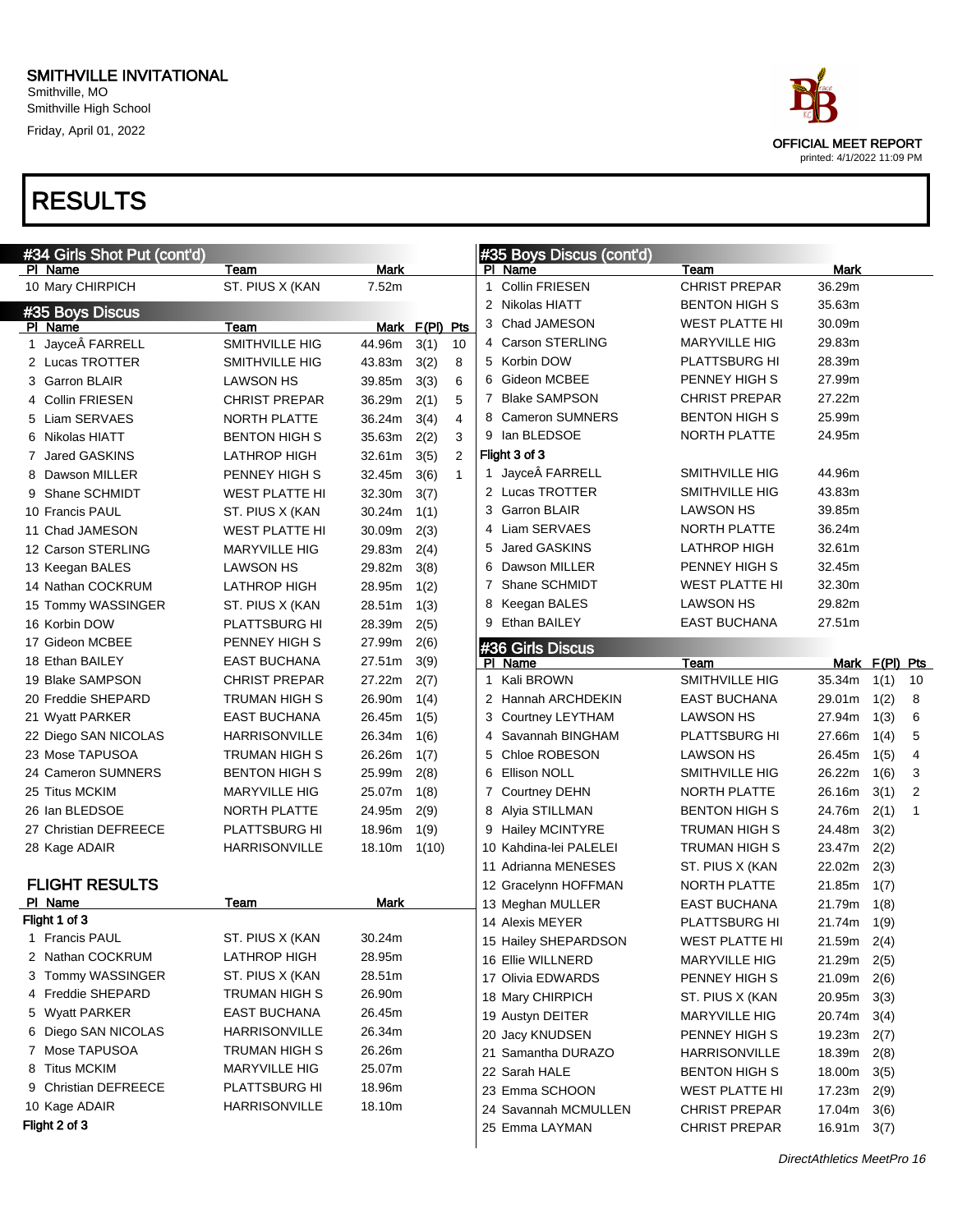SMITHVILLE INVITATIONAL
Smithville, MO
Smithville High School
Friday, April 01, 2022

OFFICIAL MEET REPORT
printed: 4/1/2022 11:09 PM

# RESULTS

## #34 Girls Shot Put (cont'd)

| Pl | Name | Team | Mark |
|---|---|---|---|
| 10 | Mary CHIRPICH | ST. PIUS X (KAN | 7.52m |

## #35 Boys Discus

| Pl | Name | Team | Mark | F(Pl) | Pts |
|---|---|---|---|---|---|
| 1 | JayceÂ FARRELL | SMITHVILLE HIG | 44.96m | 3(1) | 10 |
| 2 | Lucas TROTTER | SMITHVILLE HIG | 43.83m | 3(2) | 8 |
| 3 | Garron BLAIR | LAWSON HS | 39.85m | 3(3) | 6 |
| 4 | Collin FRIESEN | CHRIST PREPAR | 36.29m | 2(1) | 5 |
| 5 | Liam SERVAES | NORTH PLATTE | 36.24m | 3(4) | 4 |
| 6 | Nikolas HIATT | BENTON HIGH S | 35.63m | 2(2) | 3 |
| 7 | Jared GASKINS | LATHROP HIGH | 32.61m | 3(5) | 2 |
| 8 | Dawson MILLER | PENNEY HIGH S | 32.45m | 3(6) | 1 |
| 9 | Shane SCHMIDT | WEST PLATTE HI | 32.30m | 3(7) | |
| 10 | Francis PAUL | ST. PIUS X (KAN | 30.24m | 1(1) | |
| 11 | Chad JAMESON | WEST PLATTE HI | 30.09m | 2(3) | |
| 12 | Carson STERLING | MARYVILLE HIG | 29.83m | 2(4) | |
| 13 | Keegan BALES | LAWSON HS | 29.82m | 3(8) | |
| 14 | Nathan COCKRUM | LATHROP HIGH | 28.95m | 1(2) | |
| 15 | Tommy WASSINGER | ST. PIUS X (KAN | 28.51m | 1(3) | |
| 16 | Korbin DOW | PLATTSBURG HI | 28.39m | 2(5) | |
| 17 | Gideon MCBEE | PENNEY HIGH S | 27.99m | 2(6) | |
| 18 | Ethan BAILEY | EAST BUCHANA | 27.51m | 3(9) | |
| 19 | Blake SAMPSON | CHRIST PREPAR | 27.22m | 2(7) | |
| 20 | Freddie SHEPARD | TRUMAN HIGH S | 26.90m | 1(4) | |
| 21 | Wyatt PARKER | EAST BUCHANA | 26.45m | 1(5) | |
| 22 | Diego SAN NICOLAS | HARRISONVILLE | 26.34m | 1(6) | |
| 23 | Mose TAPUSOA | TRUMAN HIGH S | 26.26m | 1(7) | |
| 24 | Cameron SUMNERS | BENTON HIGH S | 25.99m | 2(8) | |
| 25 | Titus MCKIM | MARYVILLE HIG | 25.07m | 1(8) | |
| 26 | Ian BLEDSOE | NORTH PLATTE | 24.95m | 2(9) | |
| 27 | Christian DEFREECE | PLATTSBURG HI | 18.96m | 1(9) | |
| 28 | Kage ADAIR | HARRISONVILLE | 18.10m | 1(10) | |

### FLIGHT RESULTS

| Pl | Name | Team | Mark |
|---|---|---|---|
| **Flight 1 of 3** | | | |
| 1 | Francis PAUL | ST. PIUS X (KAN | 30.24m |
| 2 | Nathan COCKRUM | LATHROP HIGH | 28.95m |
| 3 | Tommy WASSINGER | ST. PIUS X (KAN | 28.51m |
| 4 | Freddie SHEPARD | TRUMAN HIGH S | 26.90m |
| 5 | Wyatt PARKER | EAST BUCHANA | 26.45m |
| 6 | Diego SAN NICOLAS | HARRISONVILLE | 26.34m |
| 7 | Mose TAPUSOA | TRUMAN HIGH S | 26.26m |
| 8 | Titus MCKIM | MARYVILLE HIG | 25.07m |
| 9 | Christian DEFREECE | PLATTSBURG HI | 18.96m |
| 10 | Kage ADAIR | HARRISONVILLE | 18.10m |
| **Flight 2 of 3** | | | |
| 1 | Collin FRIESEN | CHRIST PREPAR | 36.29m |
| 2 | Nikolas HIATT | BENTON HIGH S | 35.63m |
| 3 | Chad JAMESON | WEST PLATTE HI | 30.09m |
| 4 | Carson STERLING | MARYVILLE HIG | 29.83m |
| 5 | Korbin DOW | PLATTSBURG HI | 28.39m |
| 6 | Gideon MCBEE | PENNEY HIGH S | 27.99m |
| 7 | Blake SAMPSON | CHRIST PREPAR | 27.22m |
| 8 | Cameron SUMNERS | BENTON HIGH S | 25.99m |
| 9 | Ian BLEDSOE | NORTH PLATTE | 24.95m |
| **Flight 3 of 3** | | | |
| 1 | JayceÂ FARRELL | SMITHVILLE HIG | 44.96m |
| 2 | Lucas TROTTER | SMITHVILLE HIG | 43.83m |
| 3 | Garron BLAIR | LAWSON HS | 39.85m |
| 4 | Liam SERVAES | NORTH PLATTE | 36.24m |
| 5 | Jared GASKINS | LATHROP HIGH | 32.61m |
| 6 | Dawson MILLER | PENNEY HIGH S | 32.45m |
| 7 | Shane SCHMIDT | WEST PLATTE HI | 32.30m |
| 8 | Keegan BALES | LAWSON HS | 29.82m |
| 9 | Ethan BAILEY | EAST BUCHANA | 27.51m |

## #36 Girls Discus

| Pl | Name | Team | Mark | F(Pl) | Pts |
|---|---|---|---|---|---|
| 1 | Kali BROWN | SMITHVILLE HIG | 35.34m | 1(1) | 10 |
| 2 | Hannah ARCHDEKIN | EAST BUCHANA | 29.01m | 1(2) | 8 |
| 3 | Courtney LEYTHAM | LAWSON HS | 27.94m | 1(3) | 6 |
| 4 | Savannah BINGHAM | PLATTSBURG HI | 27.66m | 1(4) | 5 |
| 5 | Chloe ROBESON | LAWSON HS | 26.45m | 1(5) | 4 |
| 6 | Ellison NOLL | SMITHVILLE HIG | 26.22m | 1(6) | 3 |
| 7 | Courtney DEHN | NORTH PLATTE | 26.16m | 3(1) | 2 |
| 8 | Alyia STILLMAN | BENTON HIGH S | 24.76m | 2(1) | 1 |
| 9 | Hailey MCINTYRE | TRUMAN HIGH S | 24.48m | 3(2) | |
| 10 | Kahdina-lei PALELEI | TRUMAN HIGH S | 23.47m | 2(2) | |
| 11 | Adrianna MENESES | ST. PIUS X (KAN | 22.02m | 2(3) | |
| 12 | Gracelynn HOFFMAN | NORTH PLATTE | 21.85m | 1(7) | |
| 13 | Meghan MULLER | EAST BUCHANA | 21.79m | 1(8) | |
| 14 | Alexis MEYER | PLATTSBURG HI | 21.74m | 1(9) | |
| 15 | Hailey SHEPARDSON | WEST PLATTE HI | 21.59m | 2(4) | |
| 16 | Ellie WILLNERD | MARYVILLE HIG | 21.29m | 2(5) | |
| 17 | Olivia EDWARDS | PENNEY HIGH S | 21.09m | 2(6) | |
| 18 | Mary CHIRPICH | ST. PIUS X (KAN | 20.95m | 3(3) | |
| 19 | Austyn DEITER | MARYVILLE HIG | 20.74m | 3(4) | |
| 20 | Jacy KNUDSEN | PENNEY HIGH S | 19.23m | 2(7) | |
| 21 | Samantha DURAZO | HARRISONVILLE | 18.39m | 2(8) | |
| 22 | Sarah HALE | BENTON HIGH S | 18.00m | 3(5) | |
| 23 | Emma SCHOON | WEST PLATTE HI | 17.23m | 2(9) | |
| 24 | Savannah MCMULLEN | CHRIST PREPAR | 17.04m | 3(6) | |
| 25 | Emma LAYMAN | CHRIST PREPAR | 16.91m | 3(7) | |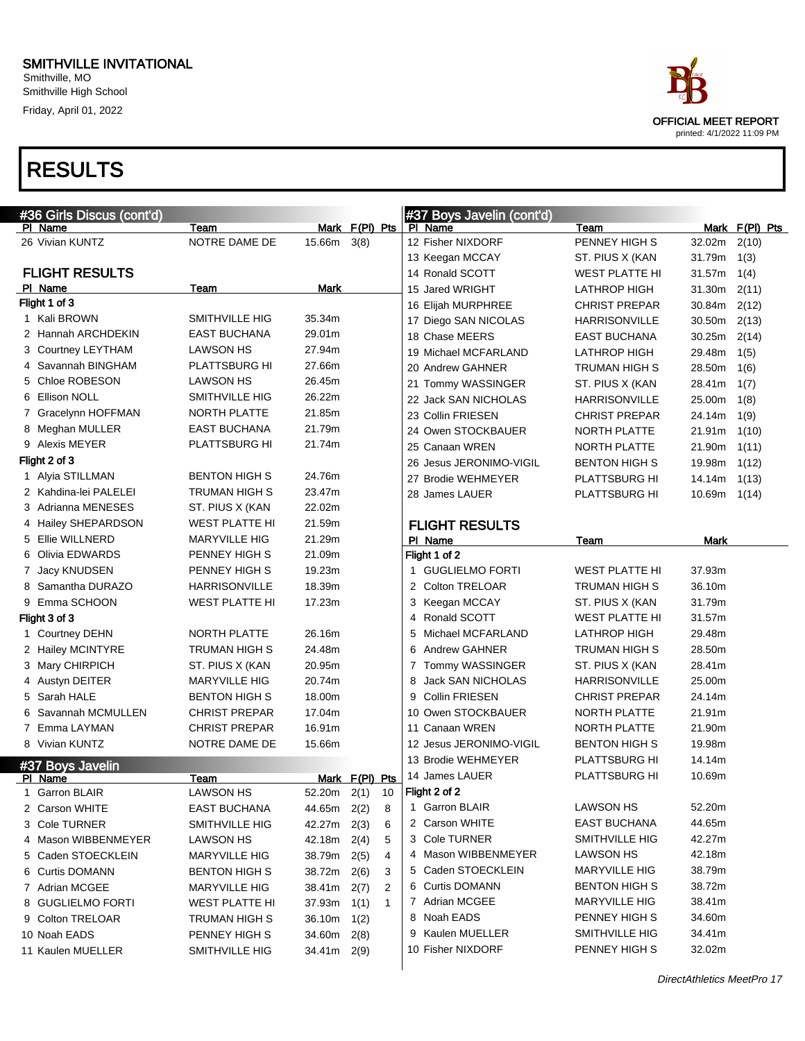# SMITHVILLE INVITATIONAL

Smithville, MO
Smithville High School
Friday, April 01, 2022

OFFICIAL MEET REPORT
printed: 4/1/2022 11:09 PM

# RESULTS

## #36 Girls Discus (cont'd)

| Pl | Name | Team | Mark | F(Pl) | Pts |
|---|---|---|---|---|---|
| 26 | Vivian KUNTZ | NOTRE DAME DE | 15.66m | 3(8) | |

### FLIGHT RESULTS

| Pl | Name | Team | Mark |
|---|---|---|---|
| **Flight 1 of 3** | | | |
| 1 | Kali BROWN | SMITHVILLE HIG | 35.34m |
| 2 | Hannah ARCHDEKIN | EAST BUCHANA | 29.01m |
| 3 | Courtney LEYTHAM | LAWSON HS | 27.94m |
| 4 | Savannah BINGHAM | PLATTSBURG HI | 27.66m |
| 5 | Chloe ROBESON | LAWSON HS | 26.45m |
| 6 | Ellison NOLL | SMITHVILLE HIG | 26.22m |
| 7 | Gracelynn HOFFMAN | NORTH PLATTE | 21.85m |
| 8 | Meghan MULLER | EAST BUCHANA | 21.79m |
| 9 | Alexis MEYER | PLATTSBURG HI | 21.74m |
| **Flight 2 of 3** | | | |
| 1 | Alyia STILLMAN | BENTON HIGH S | 24.76m |
| 2 | Kahdina-lei PALELEI | TRUMAN HIGH S | 23.47m |
| 3 | Adrianna MENESES | ST. PIUS X (KAN | 22.02m |
| 4 | Hailey SHEPARDSON | WEST PLATTE HI | 21.59m |
| 5 | Ellie WILLNERD | MARYVILLE HIG | 21.29m |
| 6 | Olivia EDWARDS | PENNEY HIGH S | 21.09m |
| 7 | Jacy KNUDSEN | PENNEY HIGH S | 19.23m |
| 8 | Samantha DURAZO | HARRISONVILLE | 18.39m |
| 9 | Emma SCHOON | WEST PLATTE HI | 17.23m |
| **Flight 3 of 3** | | | |
| 1 | Courtney DEHN | NORTH PLATTE | 26.16m |
| 2 | Hailey MCINTYRE | TRUMAN HIGH S | 24.48m |
| 3 | Mary CHIRPICH | ST. PIUS X (KAN | 20.95m |
| 4 | Austyn DEITER | MARYVILLE HIG | 20.74m |
| 5 | Sarah HALE | BENTON HIGH S | 18.00m |
| 6 | Savannah MCMULLEN | CHRIST PREPAR | 17.04m |
| 7 | Emma LAYMAN | CHRIST PREPAR | 16.91m |
| 8 | Vivian KUNTZ | NOTRE DAME DE | 15.66m |

## #37 Boys Javelin

| Pl | Name | Team | Mark | F(Pl) | Pts |
|---|---|---|---|---|---|
| 1 | Garron BLAIR | LAWSON HS | 52.20m | 2(1) | 10 |
| 2 | Carson WHITE | EAST BUCHANA | 44.65m | 2(2) | 8 |
| 3 | Cole TURNER | SMITHVILLE HIG | 42.27m | 2(3) | 6 |
| 4 | Mason WIBBENMEYER | LAWSON HS | 42.18m | 2(4) | 5 |
| 5 | Caden STOECKLEIN | MARYVILLE HIG | 38.79m | 2(5) | 4 |
| 6 | Curtis DOMANN | BENTON HIGH S | 38.72m | 2(6) | 3 |
| 7 | Adrian MCGEE | MARYVILLE HIG | 38.41m | 2(7) | 2 |
| 8 | GUGLIELMO FORTI | WEST PLATTE HI | 37.93m | 1(1) | 1 |
| 9 | Colton TRELOAR | TRUMAN HIGH S | 36.10m | 1(2) | |
| 10 | Noah EADS | PENNEY HIGH S | 34.60m | 2(8) | |
| 11 | Kaulen MUELLER | SMITHVILLE HIG | 34.41m | 2(9) | |
| 12 | Fisher NIXDORF | PENNEY HIGH S | 32.02m | 2(10) | |
| 13 | Keegan MCCAY | ST. PIUS X (KAN | 31.79m | 1(3) | |
| 14 | Ronald SCOTT | WEST PLATTE HI | 31.57m | 1(4) | |
| 15 | Jared WRIGHT | LATHROP HIGH | 31.30m | 2(11) | |
| 16 | Elijah MURPHREE | CHRIST PREPAR | 30.84m | 2(12) | |
| 17 | Diego SAN NICOLAS | HARRISONVILLE | 30.50m | 2(13) | |
| 18 | Chase MEERS | EAST BUCHANA | 30.25m | 2(14) | |
| 19 | Michael MCFARLAND | LATHROP HIGH | 29.48m | 1(5) | |
| 20 | Andrew GAHNER | TRUMAN HIGH S | 28.50m | 1(6) | |
| 21 | Tommy WASSINGER | ST. PIUS X (KAN | 28.41m | 1(7) | |
| 22 | Jack SAN NICHOLAS | HARRISONVILLE | 25.00m | 1(8) | |
| 23 | Collin FRIESEN | CHRIST PREPAR | 24.14m | 1(9) | |
| 24 | Owen STOCKBAUER | NORTH PLATTE | 21.91m | 1(10) | |
| 25 | Canaan WREN | NORTH PLATTE | 21.90m | 1(11) | |
| 26 | Jesus JERONIMO-VIGIL | BENTON HIGH S | 19.98m | 1(12) | |
| 27 | Brodie WEHMEYER | PLATTSBURG HI | 14.14m | 1(13) | |
| 28 | James LAUER | PLATTSBURG HI | 10.69m | 1(14) | |

### FLIGHT RESULTS

| Pl | Name | Team | Mark |
|---|---|---|---|
| **Flight 1 of 2** | | | |
| 1 | GUGLIELMO FORTI | WEST PLATTE HI | 37.93m |
| 2 | Colton TRELOAR | TRUMAN HIGH S | 36.10m |
| 3 | Keegan MCCAY | ST. PIUS X (KAN | 31.79m |
| 4 | Ronald SCOTT | WEST PLATTE HI | 31.57m |
| 5 | Michael MCFARLAND | LATHROP HIGH | 29.48m |
| 6 | Andrew GAHNER | TRUMAN HIGH S | 28.50m |
| 7 | Tommy WASSINGER | ST. PIUS X (KAN | 28.41m |
| 8 | Jack SAN NICHOLAS | HARRISONVILLE | 25.00m |
| 9 | Collin FRIESEN | CHRIST PREPAR | 24.14m |
| 10 | Owen STOCKBAUER | NORTH PLATTE | 21.91m |
| 11 | Canaan WREN | NORTH PLATTE | 21.90m |
| 12 | Jesus JERONIMO-VIGIL | BENTON HIGH S | 19.98m |
| 13 | Brodie WEHMEYER | PLATTSBURG HI | 14.14m |
| 14 | James LAUER | PLATTSBURG HI | 10.69m |
| **Flight 2 of 2** | | | |
| 1 | Garron BLAIR | LAWSON HS | 52.20m |
| 2 | Carson WHITE | EAST BUCHANA | 44.65m |
| 3 | Cole TURNER | SMITHVILLE HIG | 42.27m |
| 4 | Mason WIBBENMEYER | LAWSON HS | 42.18m |
| 5 | Caden STOECKLEIN | MARYVILLE HIG | 38.79m |
| 6 | Curtis DOMANN | BENTON HIGH S | 38.72m |
| 7 | Adrian MCGEE | MARYVILLE HIG | 38.41m |
| 8 | Noah EADS | PENNEY HIGH S | 34.60m |
| 9 | Kaulen MUELLER | SMITHVILLE HIG | 34.41m |
| 10 | Fisher NIXDORF | PENNEY HIGH S | 32.02m |

*DirectAthletics MeetPro 17*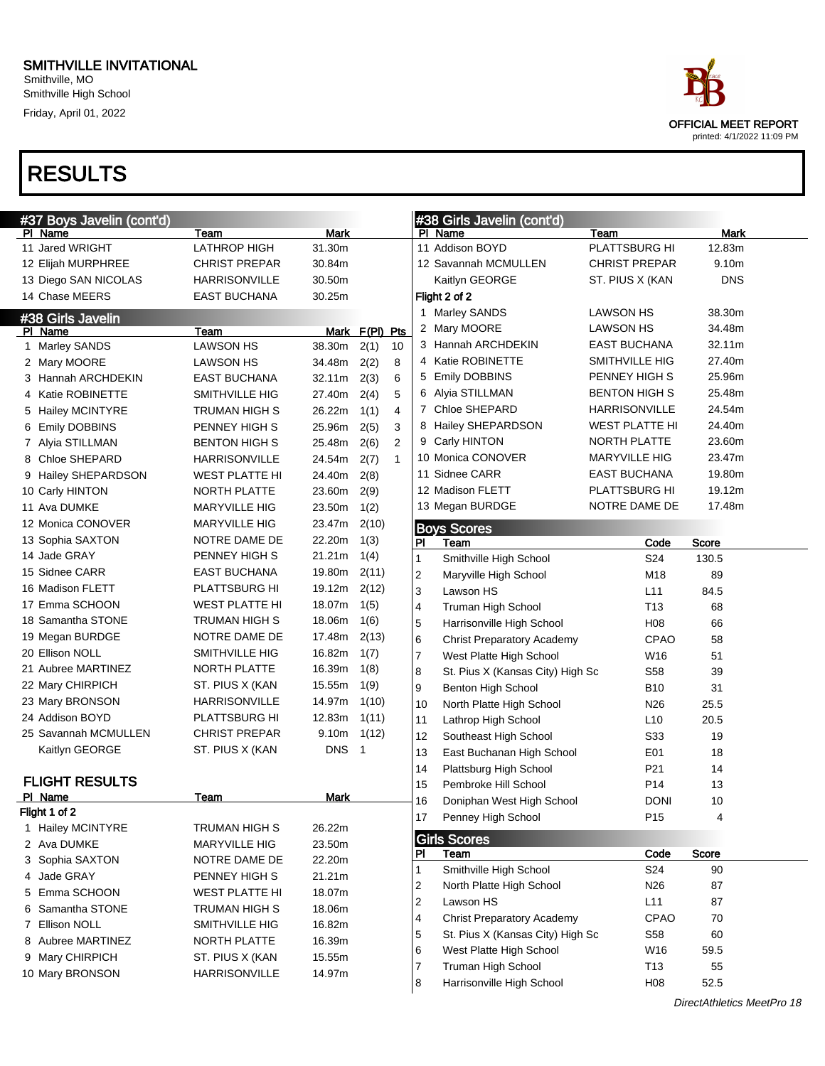# SMITHVILLE INVITATIONAL

Smithville, MO
Smithville High School
Friday, April 01, 2022

OFFICIAL MEET REPORT
printed: 4/1/2022 11:09 PM

# RESULTS

## #37 Boys Javelin (cont'd)

| Pl | Name | Team | Mark |
|---|---|---|---|
| 11 | Jared WRIGHT | LATHROP HIGH | 31.30m |
| 12 | Elijah MURPHREE | CHRIST PREPAR | 30.84m |
| 13 | Diego SAN NICOLAS | HARRISONVILLE | 30.50m |
| 14 | Chase MEERS | EAST BUCHANA | 30.25m |

## #38 Girls Javelin

| Pl | Name | Team | Mark | F(Pl) | Pts |
|---|---|---|---|---|---|
| 1 | Marley SANDS | LAWSON HS | 38.30m | 2(1) | 10 |
| 2 | Mary MOORE | LAWSON HS | 34.48m | 2(2) | 8 |
| 3 | Hannah ARCHDEKIN | EAST BUCHANA | 32.11m | 2(3) | 6 |
| 4 | Katie ROBINETTE | SMITHVILLE HIG | 27.40m | 2(4) | 5 |
| 5 | Hailey MCINTYRE | TRUMAN HIGH S | 26.22m | 1(1) | 4 |
| 6 | Emily DOBBINS | PENNEY HIGH S | 25.96m | 2(5) | 3 |
| 7 | Alyia STILLMAN | BENTON HIGH S | 25.48m | 2(6) | 2 |
| 8 | Chloe SHEPARD | HARRISONVILLE | 24.54m | 2(7) | 1 |
| 9 | Hailey SHEPARDSON | WEST PLATTE HI | 24.40m | 2(8) | |
| 10 | Carly HINTON | NORTH PLATTE | 23.60m | 2(9) | |
| 11 | Ava DUMKE | MARYVILLE HIG | 23.50m | 1(2) | |
| 12 | Monica CONOVER | MARYVILLE HIG | 23.47m | 2(10) | |
| 13 | Sophia SAXTON | NOTRE DAME DE | 22.20m | 1(3) | |
| 14 | Jade GRAY | PENNEY HIGH S | 21.21m | 1(4) | |
| 15 | Sidnee CARR | EAST BUCHANA | 19.80m | 2(11) | |
| 16 | Madison FLETT | PLATTSBURG HI | 19.12m | 2(12) | |
| 17 | Emma SCHOON | WEST PLATTE HI | 18.07m | 1(5) | |
| 18 | Samantha STONE | TRUMAN HIGH S | 18.06m | 1(6) | |
| 19 | Megan BURDGE | NOTRE DAME DE | 17.48m | 2(13) | |
| 20 | Ellison NOLL | SMITHVILLE HIG | 16.82m | 1(7) | |
| 21 | Aubree MARTINEZ | NORTH PLATTE | 16.39m | 1(8) | |
| 22 | Mary CHIRPICH | ST. PIUS X (KAN | 15.55m | 1(9) | |
| 23 | Mary BRONSON | HARRISONVILLE | 14.97m | 1(10) | |
| 24 | Addison BOYD | PLATTSBURG HI | 12.83m | 1(11) | |
| 25 | Savannah MCMULLEN | CHRIST PREPAR | 9.10m | 1(12) | |
| | Kaitlyn GEORGE | ST. PIUS X (KAN | DNS | 1 | |

### FLIGHT RESULTS

| Pl | Name | Team | Mark |
|---|---|---|---|
| **Flight 1 of 2** | | | |
| 1 | Hailey MCINTYRE | TRUMAN HIGH S | 26.22m |
| 2 | Ava DUMKE | MARYVILLE HIG | 23.50m |
| 3 | Sophia SAXTON | NOTRE DAME DE | 22.20m |
| 4 | Jade GRAY | PENNEY HIGH S | 21.21m |
| 5 | Emma SCHOON | WEST PLATTE HI | 18.07m |
| 6 | Samantha STONE | TRUMAN HIGH S | 18.06m |
| 7 | Ellison NOLL | SMITHVILLE HIG | 16.82m |
| 8 | Aubree MARTINEZ | NORTH PLATTE | 16.39m |
| 9 | Mary CHIRPICH | ST. PIUS X (KAN | 15.55m |
| 10 | Mary BRONSON | HARRISONVILLE | 14.97m |
| 11 | Addison BOYD | PLATTSBURG HI | 12.83m |
| 12 | Savannah MCMULLEN | CHRIST PREPAR | 9.10m |
| | Kaitlyn GEORGE | ST. PIUS X (KAN | DNS |
| **Flight 2 of 2** | | | |
| 1 | Marley SANDS | LAWSON HS | 38.30m |
| 2 | Mary MOORE | LAWSON HS | 34.48m |
| 3 | Hannah ARCHDEKIN | EAST BUCHANA | 32.11m |
| 4 | Katie ROBINETTE | SMITHVILLE HIG | 27.40m |
| 5 | Emily DOBBINS | PENNEY HIGH S | 25.96m |
| 6 | Alyia STILLMAN | BENTON HIGH S | 25.48m |
| 7 | Chloe SHEPARD | HARRISONVILLE | 24.54m |
| 8 | Hailey SHEPARDSON | WEST PLATTE HI | 24.40m |
| 9 | Carly HINTON | NORTH PLATTE | 23.60m |
| 10 | Monica CONOVER | MARYVILLE HIG | 23.47m |
| 11 | Sidnee CARR | EAST BUCHANA | 19.80m |
| 12 | Madison FLETT | PLATTSBURG HI | 19.12m |
| 13 | Megan BURDGE | NOTRE DAME DE | 17.48m |

## Boys Scores

| Pl | Team | Code | Score |
|---|---|---|---|
| 1 | Smithville High School | S24 | 130.5 |
| 2 | Maryville High School | M18 | 89 |
| 3 | Lawson HS | L11 | 84.5 |
| 4 | Truman High School | T13 | 68 |
| 5 | Harrisonville High School | H08 | 66 |
| 6 | Christ Preparatory Academy | CPAO | 58 |
| 7 | West Platte High School | W16 | 51 |
| 8 | St. Pius X (Kansas City) High Sc | S58 | 39 |
| 9 | Benton High School | B10 | 31 |
| 10 | North Platte High School | N26 | 25.5 |
| 11 | Lathrop High School | L10 | 20.5 |
| 12 | Southeast High School | S33 | 19 |
| 13 | East Buchanan High School | E01 | 18 |
| 14 | Plattsburg High School | P21 | 14 |
| 15 | Pembroke Hill School | P14 | 13 |
| 16 | Doniphan West High School | DONI | 10 |
| 17 | Penney High School | P15 | 4 |

## Girls Scores

| Pl | Team | Code | Score |
|---|---|---|---|
| 1 | Smithville High School | S24 | 90 |
| 2 | North Platte High School | N26 | 87 |
| 2 | Lawson HS | L11 | 87 |
| 4 | Christ Preparatory Academy | CPAO | 70 |
| 5 | St. Pius X (Kansas City) High Sc | S58 | 60 |
| 6 | West Platte High School | W16 | 59.5 |
| 7 | Truman High School | T13 | 55 |
| 8 | Harrisonville High School | H08 | 52.5 |

DirectAthletics MeetPro 18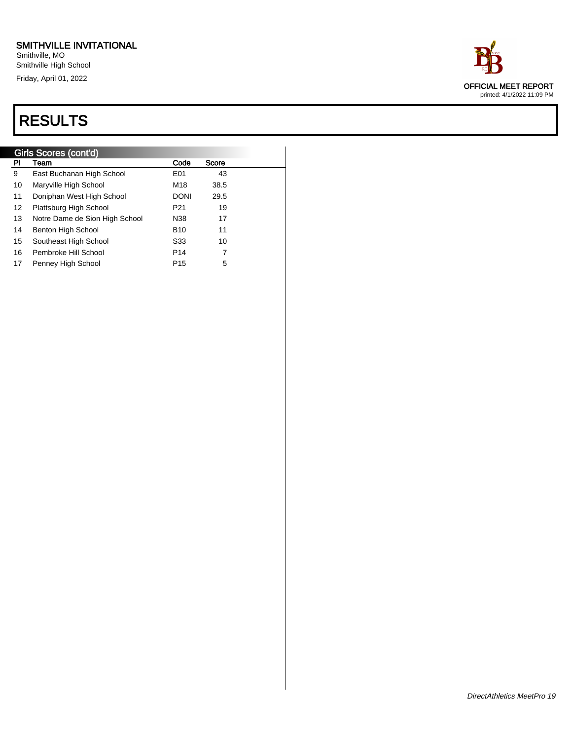SMITHVILLE INVITATIONAL
Smithville, MO
Smithville High School
Friday, April 01, 2022

OFFICIAL MEET REPORT
printed: 4/1/2022 11:09 PM

# RESULTS

## Girls Scores (cont'd)

| Pl | Team | Code | Score |
|---|---|---|---|
| 9 | East Buchanan High School | E01 | 43 |
| 10 | Maryville High School | M18 | 38.5 |
| 11 | Doniphan West High School | DONI | 29.5 |
| 12 | Plattsburg High School | P21 | 19 |
| 13 | Notre Dame de Sion High School | N38 | 17 |
| 14 | Benton High School | B10 | 11 |
| 15 | Southeast High School | S33 | 10 |
| 16 | Pembroke Hill School | P14 | 7 |
| 17 | Penney High School | P15 | 5 |

*DirectAthletics MeetPro 19*